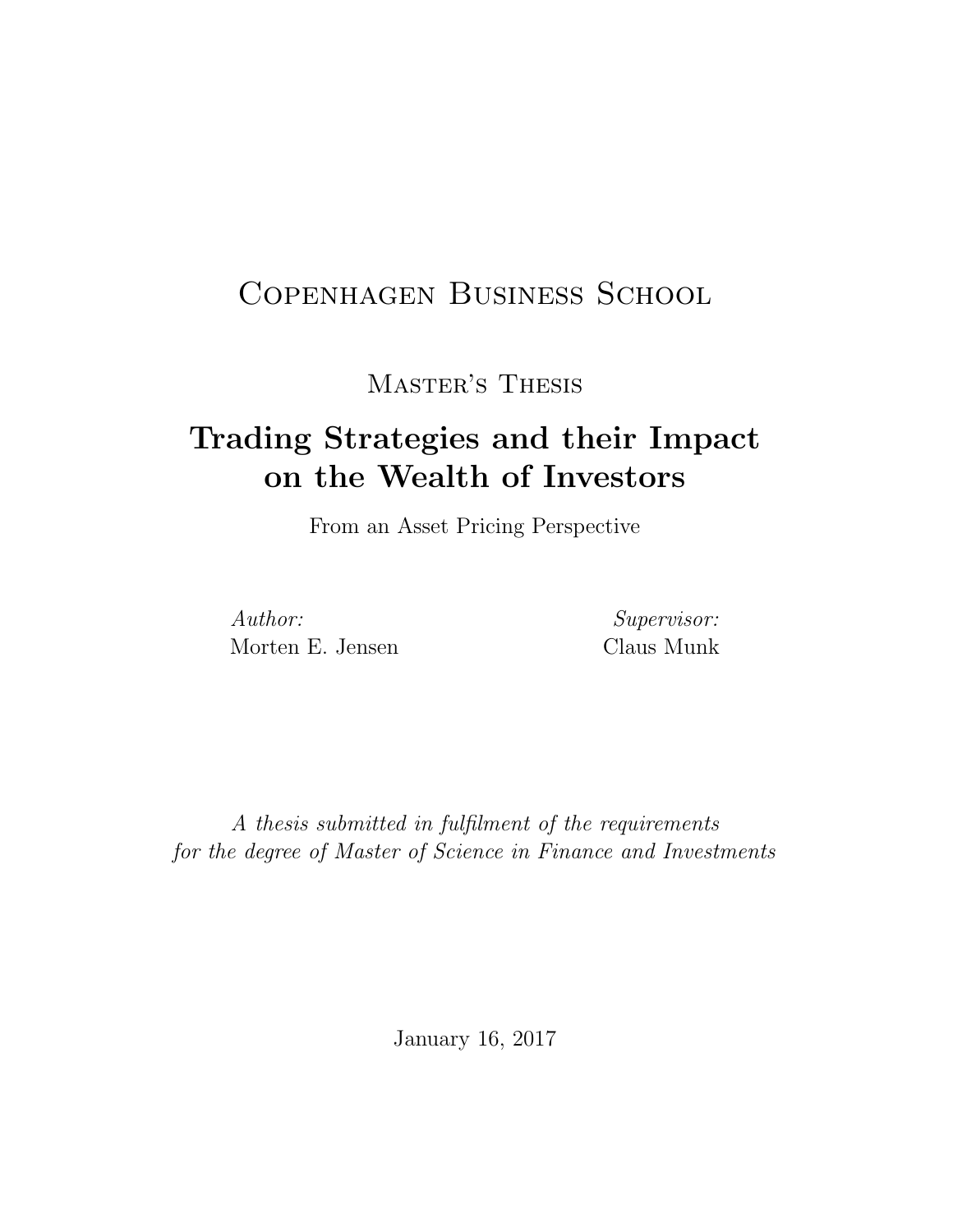Copenhagen Business School

Master's Thesis

# Trading Strategies and their Impact on the Wealth of Investors

From an Asset Pricing Perspective

*Author:*
Morten E. Jensen

*Supervisor:*
Claus Munk

*A thesis submitted in fulfilment of the requirements for the degree of Master of Science in Finance and Investments*

January 16, 2017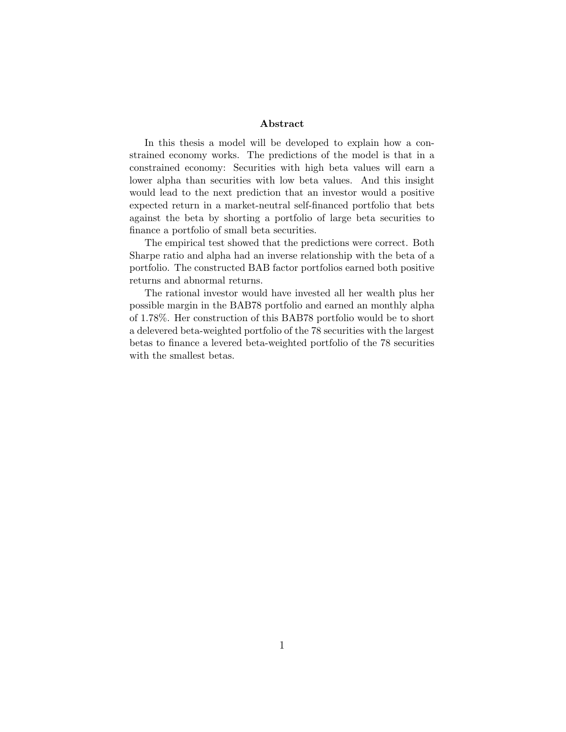## Abstract

In this thesis a model will be developed to explain how a constrained economy works. The predictions of the model is that in a constrained economy: Securities with high beta values will earn a lower alpha than securities with low beta values. And this insight would lead to the next prediction that an investor would a positive expected return in a market-neutral self-financed portfolio that bets against the beta by shorting a portfolio of large beta securities to finance a portfolio of small beta securities.

The empirical test showed that the predictions were correct. Both Sharpe ratio and alpha had an inverse relationship with the beta of a portfolio. The constructed BAB factor portfolios earned both positive returns and abnormal returns.

The rational investor would have invested all her wealth plus her possible margin in the BAB78 portfolio and earned an monthly alpha of 1.78%. Her construction of this BAB78 portfolio would be to short a delevered beta-weighted portfolio of the 78 securities with the largest betas to finance a levered beta-weighted portfolio of the 78 securities with the smallest betas.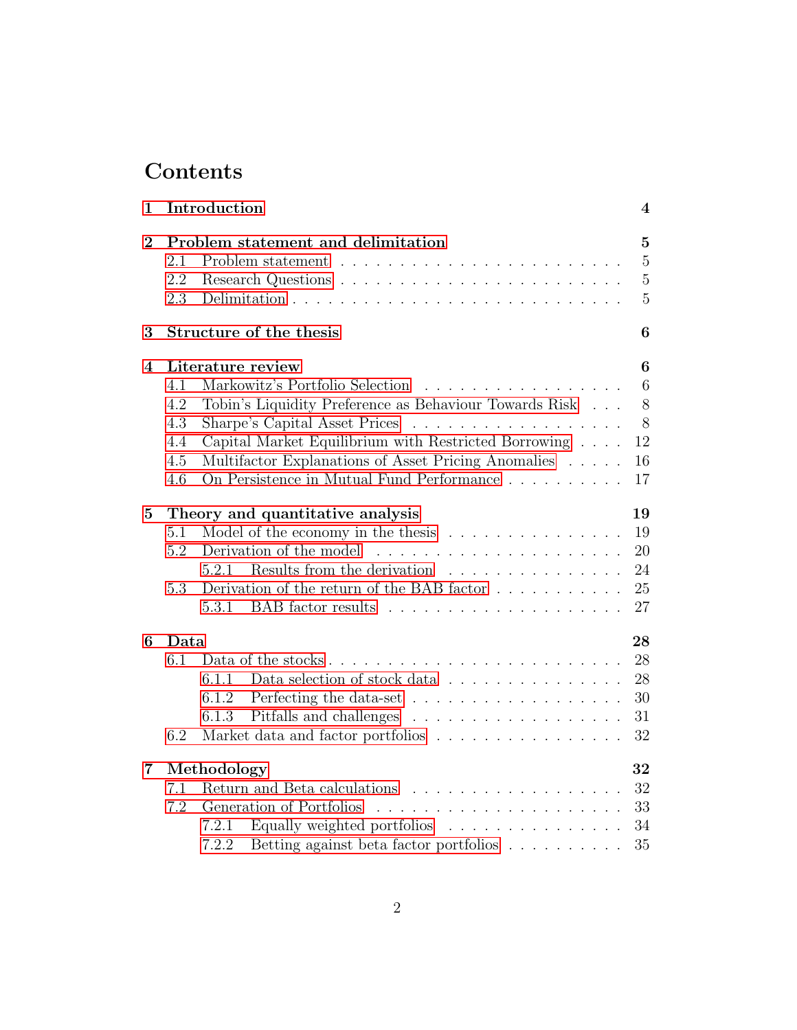# Contents

**1 Introduction** **4**

**2 Problem statement and delimitation** **5**
- 2.1 Problem statement . . . . . 5
- 2.2 Research Questions . . . . . 5
- 2.3 Delimitation . . . . . 5

**3 Structure of the thesis** **6**

**4 Literature review** **6**
- 4.1 Markowitz's Portfolio Selection . . . . . 6
- 4.2 Tobin's Liquidity Preference as Behaviour Towards Risk . . . 8
- 4.3 Sharpe's Capital Asset Prices . . . . . 8
- 4.4 Capital Market Equilibrium with Restricted Borrowing . . . . 12
- 4.5 Multifactor Explanations of Asset Pricing Anomalies . . . . . 16
- 4.6 On Persistence in Mutual Fund Performance . . . . . 17

**5 Theory and quantitative analysis** **19**
- 5.1 Model of the economy in the thesis . . . . . 19
- 5.2 Derivation of the model . . . . . 20
  - 5.2.1 Results from the derivation . . . . . 24
- 5.3 Derivation of the return of the BAB factor . . . . . 25
  - 5.3.1 BAB factor results . . . . . 27

**6 Data** **28**
- 6.1 Data of the stocks . . . . . 28
  - 6.1.1 Data selection of stock data . . . . . 28
  - 6.1.2 Perfecting the data-set . . . . . 30
  - 6.1.3 Pitfalls and challenges . . . . . 31
- 6.2 Market data and factor portfolios . . . . . 32

**7 Methodology** **32**
- 7.1 Return and Beta calculations . . . . . 32
- 7.2 Generation of Portfolios . . . . . 33
  - 7.2.1 Equally weighted portfolios . . . . . 34
  - 7.2.2 Betting against beta factor portfolios . . . . . 35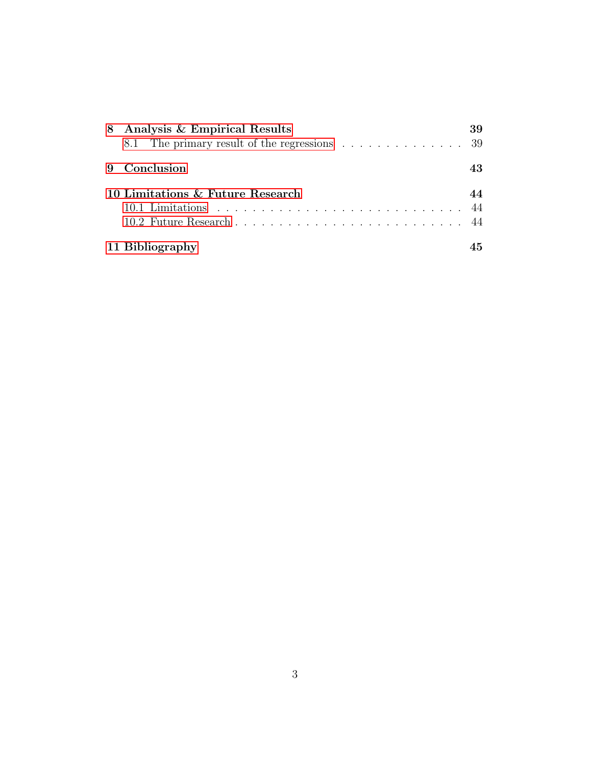**8 Analysis & Empirical Results** **39**

8.1 The primary result of the regressions . . . . . . . . . . . . . . . 39

**9 Conclusion** **43**

**10 Limitations & Future Research** **44**

10.1 Limitations . . . . . . . . . . . . . . . . . . . . . . . . . . . . 44

10.2 Future Research . . . . . . . . . . . . . . . . . . . . . . . . . . 44

**11 Bibliography** **45**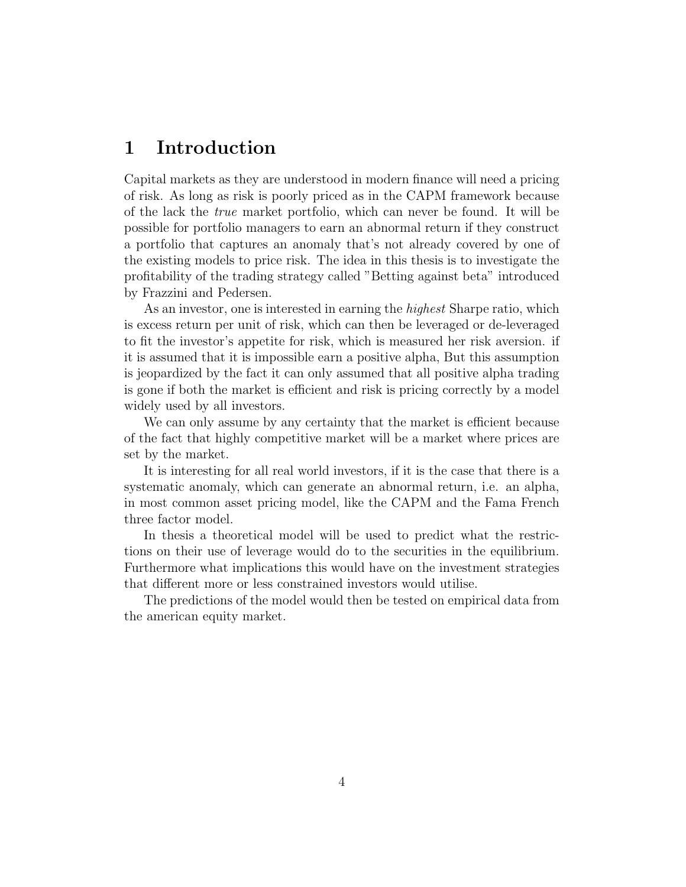# 1 Introduction

Capital markets as they are understood in modern finance will need a pricing of risk. As long as risk is poorly priced as in the CAPM framework because of the lack the *true* market portfolio, which can never be found. It will be possible for portfolio managers to earn an abnormal return if they construct a portfolio that captures an anomaly that's not already covered by one of the existing models to price risk. The idea in this thesis is to investigate the profitability of the trading strategy called "Betting against beta" introduced by Frazzini and Pedersen.

As an investor, one is interested in earning the *highest* Sharpe ratio, which is excess return per unit of risk, which can then be leveraged or de-leveraged to fit the investor's appetite for risk, which is measured her risk aversion. if it is assumed that it is impossible earn a positive alpha, But this assumption is jeopardized by the fact it can only assumed that all positive alpha trading is gone if both the market is efficient and risk is pricing correctly by a model widely used by all investors.

We can only assume by any certainty that the market is efficient because of the fact that highly competitive market will be a market where prices are set by the market.

It is interesting for all real world investors, if it is the case that there is a systematic anomaly, which can generate an abnormal return, i.e. an alpha, in most common asset pricing model, like the CAPM and the Fama French three factor model.

In thesis a theoretical model will be used to predict what the restrictions on their use of leverage would do to the securities in the equilibrium. Furthermore what implications this would have on the investment strategies that different more or less constrained investors would utilise.

The predictions of the model would then be tested on empirical data from the american equity market.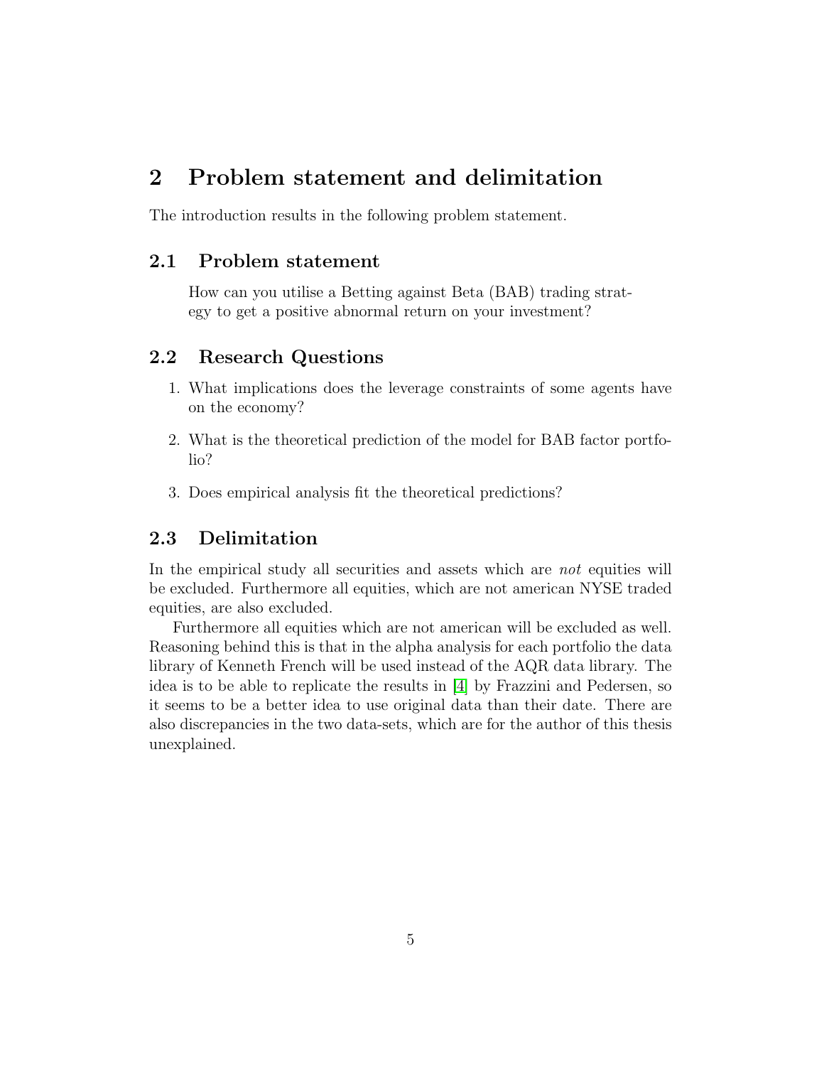# 2 Problem statement and delimitation

The introduction results in the following problem statement.

## 2.1 Problem statement

> How can you utilise a Betting against Beta (BAB) trading strategy to get a positive abnormal return on your investment?

## 2.2 Research Questions

1. What implications does the leverage constraints of some agents have on the economy?
2. What is the theoretical prediction of the model for BAB factor portfolio?
3. Does empirical analysis fit the theoretical predictions?

## 2.3 Delimitation

In the empirical study all securities and assets which are *not* equities will be excluded. Furthermore all equities, which are not american NYSE traded equities, are also excluded.

Furthermore all equities which are not american will be excluded as well. Reasoning behind this is that in the alpha analysis for each portfolio the data library of Kenneth French will be used instead of the AQR data library. The idea is to be able to replicate the results in [4] by Frazzini and Pedersen, so it seems to be a better idea to use original data than their date. There are also discrepancies in the two data-sets, which are for the author of this thesis unexplained.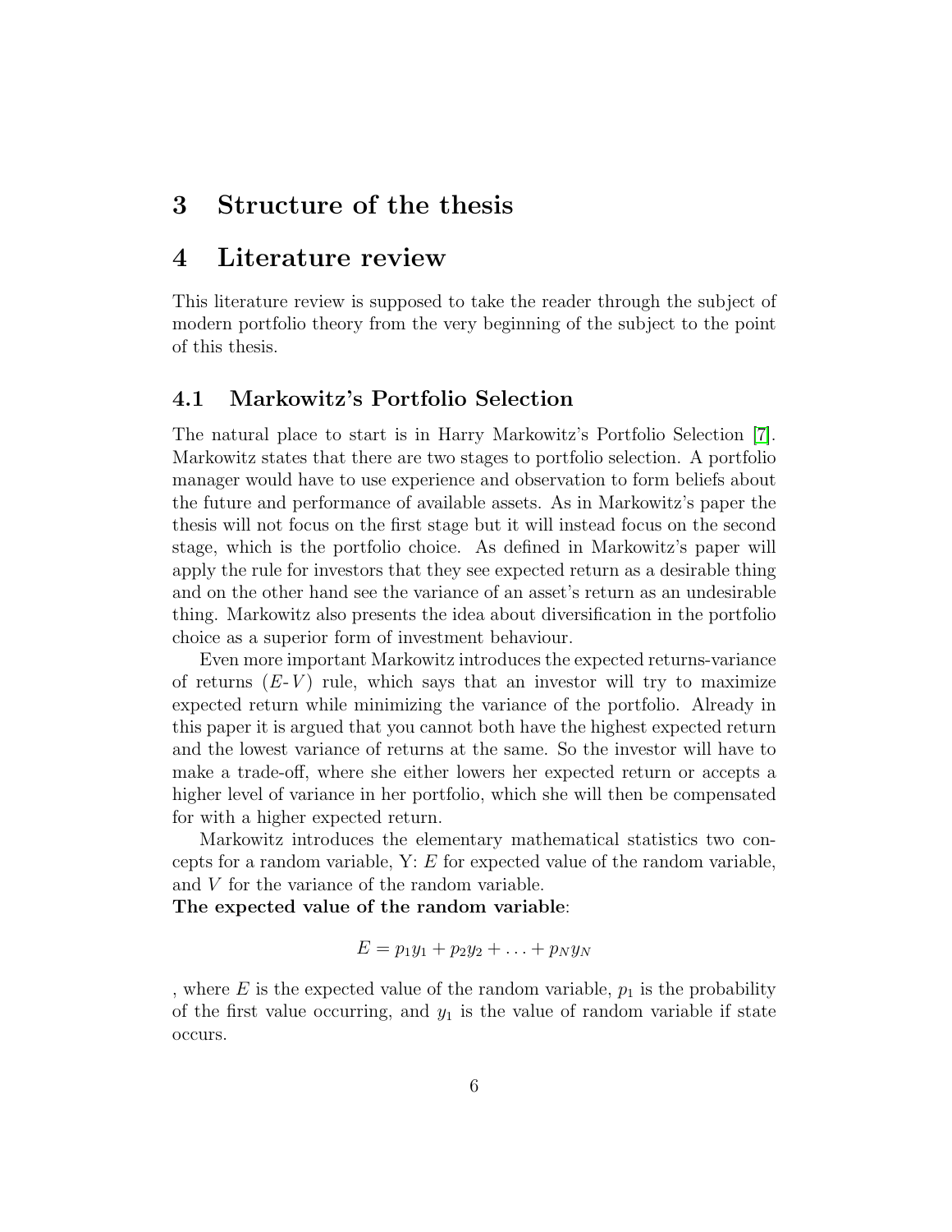# 3 Structure of the thesis

# 4 Literature review

This literature review is supposed to take the reader through the subject of modern portfolio theory from the very beginning of the subject to the point of this thesis.

## 4.1 Markowitz's Portfolio Selection

The natural place to start is in Harry Markowitz's Portfolio Selection [7]. Markowitz states that there are two stages to portfolio selection. A portfolio manager would have to use experience and observation to form beliefs about the future and performance of available assets. As in Markowitz's paper the thesis will not focus on the first stage but it will instead focus on the second stage, which is the portfolio choice. As defined in Markowitz's paper will apply the rule for investors that they see expected return as a desirable thing and on the other hand see the variance of an asset's return as an undesirable thing. Markowitz also presents the idea about diversification in the portfolio choice as a superior form of investment behaviour.

Even more important Markowitz introduces the expected returns-variance of returns ($E$-$V$) rule, which says that an investor will try to maximize expected return while minimizing the variance of the portfolio. Already in this paper it is argued that you cannot both have the highest expected return and the lowest variance of returns at the same. So the investor will have to make a trade-off, where she either lowers her expected return or accepts a higher level of variance in her portfolio, which she will then be compensated for with a higher expected return.

Markowitz introduces the elementary mathematical statistics two concepts for a random variable, Y: $E$ for expected value of the random variable, and $V$ for the variance of the random variable.

**The expected value of the random variable**:

$$E = p_1 y_1 + p_2 y_2 + \ldots + p_N y_N$$

, where $E$ is the expected value of the random variable, $p_1$ is the probability of the first value occurring, and $y_1$ is the value of random variable if state occurs.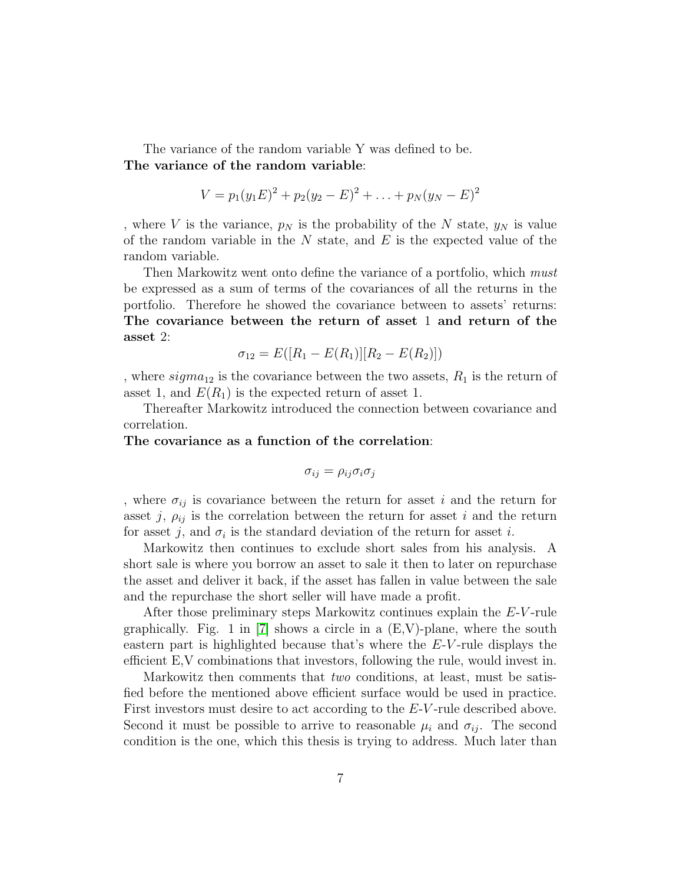The variance of the random variable Y was defined to be.
**The variance of the random variable**:

$$V = p_1(y_1 E)^2 + p_2(y_2 - E)^2 + \ldots + p_N(y_N - E)^2$$

, where $V$ is the variance, $p_N$ is the probability of the $N$ state, $y_N$ is value of the random variable in the $N$ state, and $E$ is the expected value of the random variable.

Then Markowitz went onto define the variance of a portfolio, which *must* be expressed as a sum of terms of the covariances of all the returns in the portfolio. Therefore he showed the covariance between to assets' returns: **The covariance between the return of asset 1 and return of the asset 2**:

$$\sigma_{12} = E([R_1 - E(R_1)][R_2 - E(R_2)])$$

, where $sigma_{12}$ is the covariance between the two assets, $R_1$ is the return of asset 1, and $E(R_1)$ is the expected return of asset 1.

Thereafter Markowitz introduced the connection between covariance and correlation.

**The covariance as a function of the correlation**:

$$\sigma_{ij} = \rho_{ij}\sigma_i\sigma_j$$

, where $\sigma_{ij}$ is covariance between the return for asset $i$ and the return for asset $j$, $\rho_{ij}$ is the correlation between the return for asset $i$ and the return for asset $j$, and $\sigma_i$ is the standard deviation of the return for asset $i$.

Markowitz then continues to exclude short sales from his analysis. A short sale is where you borrow an asset to sale it then to later on repurchase the asset and deliver it back, if the asset has fallen in value between the sale and the repurchase the short seller will have made a profit.

After those preliminary steps Markowitz continues explain the $E$-$V$-rule graphically. Fig. 1 in [7] shows a circle in a (E,V)-plane, where the south eastern part is highlighted because that's where the $E$-$V$-rule displays the efficient E,V combinations that investors, following the rule, would invest in.

Markowitz then comments that *two* conditions, at least, must be satisfied before the mentioned above efficient surface would be used in practice. First investors must desire to act according to the $E$-$V$-rule described above. Second it must be possible to arrive to reasonable $\mu_i$ and $\sigma_{ij}$. The second condition is the one, which this thesis is trying to address. Much later than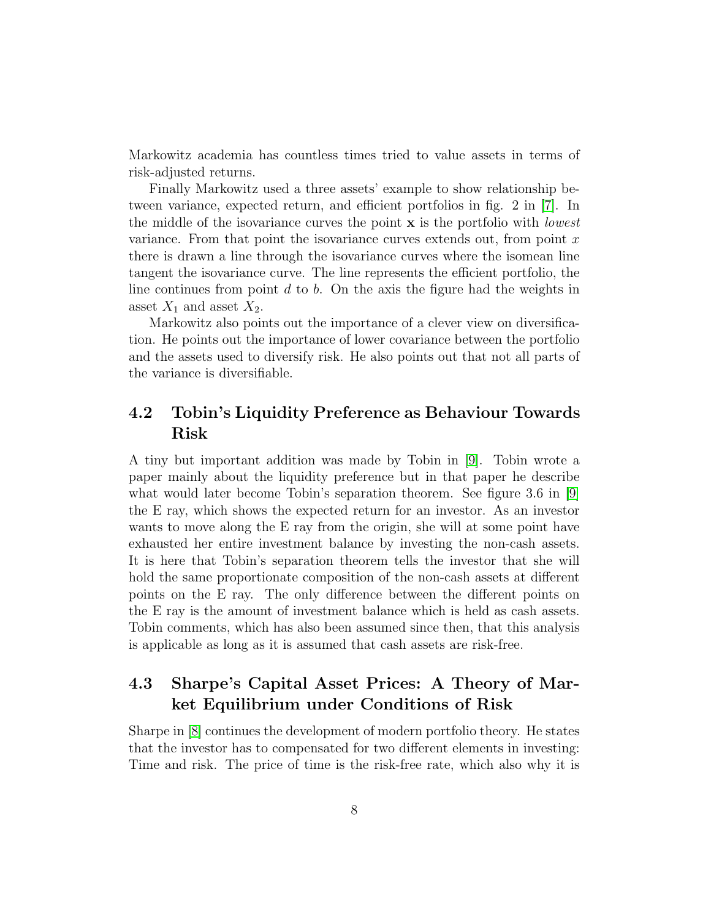Markowitz academia has countless times tried to value assets in terms of risk-adjusted returns.

Finally Markowitz used a three assets' example to show relationship between variance, expected return, and efficient portfolios in fig. 2 in [7]. In the middle of the isovariance curves the point $\mathbf{x}$ is the portfolio with *lowest* variance. From that point the isovariance curves extends out, from point $x$ there is drawn a line through the isovariance curves where the isomean line tangent the isovariance curve. The line represents the efficient portfolio, the line continues from point $d$ to $b$. On the axis the figure had the weights in asset $X_1$ and asset $X_2$.

Markowitz also points out the importance of a clever view on diversification. He points out the importance of lower covariance between the portfolio and the assets used to diversify risk. He also points out that not all parts of the variance is diversifiable.

## 4.2 Tobin's Liquidity Preference as Behaviour Towards Risk

A tiny but important addition was made by Tobin in [9]. Tobin wrote a paper mainly about the liquidity preference but in that paper he describe what would later become Tobin's separation theorem. See figure 3.6 in [9] the E ray, which shows the expected return for an investor. As an investor wants to move along the E ray from the origin, she will at some point have exhausted her entire investment balance by investing the non-cash assets. It is here that Tobin's separation theorem tells the investor that she will hold the same proportionate composition of the non-cash assets at different points on the E ray. The only difference between the different points on the E ray is the amount of investment balance which is held as cash assets. Tobin comments, which has also been assumed since then, that this analysis is applicable as long as it is assumed that cash assets are risk-free.

## 4.3 Sharpe's Capital Asset Prices: A Theory of Market Equilibrium under Conditions of Risk

Sharpe in [8] continues the development of modern portfolio theory. He states that the investor has to compensated for two different elements in investing: Time and risk. The price of time is the risk-free rate, which also why it is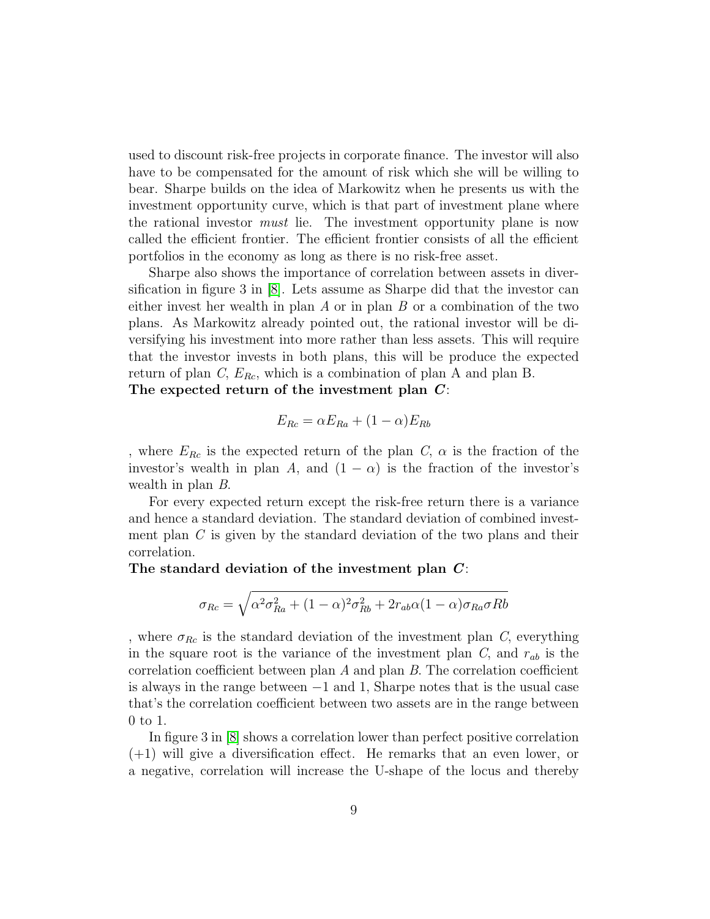used to discount risk-free projects in corporate finance. The investor will also have to be compensated for the amount of risk which she will be willing to bear. Sharpe builds on the idea of Markowitz when he presents us with the investment opportunity curve, which is that part of investment plane where the rational investor *must* lie. The investment opportunity plane is now called the efficient frontier. The efficient frontier consists of all the efficient portfolios in the economy as long as there is no risk-free asset.

Sharpe also shows the importance of correlation between assets in diversification in figure 3 in [8]. Lets assume as Sharpe did that the investor can either invest her wealth in plan $A$ or in plan $B$ or a combination of the two plans. As Markowitz already pointed out, the rational investor will be diversifying his investment into more rather than less assets. This will require that the investor invests in both plans, this will be produce the expected return of plan $C$, $E_{Rc}$, which is a combination of plan A and plan B.

**The expected return of the investment plan *C***:

$$E_{Rc} = \alpha E_{Ra} + (1 - \alpha) E_{Rb}$$

, where $E_{Rc}$ is the expected return of the plan $C$, $\alpha$ is the fraction of the investor's wealth in plan $A$, and $(1 - \alpha)$ is the fraction of the investor's wealth in plan $B$.

For every expected return except the risk-free return there is a variance and hence a standard deviation. The standard deviation of combined investment plan $C$ is given by the standard deviation of the two plans and their correlation.

**The standard deviation of the investment plan *C***:

$$\sigma_{Rc} = \sqrt{\alpha^2 \sigma_{Ra}^2 + (1 - \alpha)^2 \sigma_{Rb}^2 + 2 r_{ab} \alpha (1 - \alpha) \sigma_{Ra} \sigma Rb}$$

, where $\sigma_{Rc}$ is the standard deviation of the investment plan $C$, everything in the square root is the variance of the investment plan $C$, and $r_{ab}$ is the correlation coefficient between plan $A$ and plan $B$. The correlation coefficient is always in the range between $-1$ and 1, Sharpe notes that is the usual case that's the correlation coefficient between two assets are in the range between 0 to 1.

In figure 3 in [8] shows a correlation lower than perfect positive correlation (+1) will give a diversification effect. He remarks that an even lower, or a negative, correlation will increase the U-shape of the locus and thereby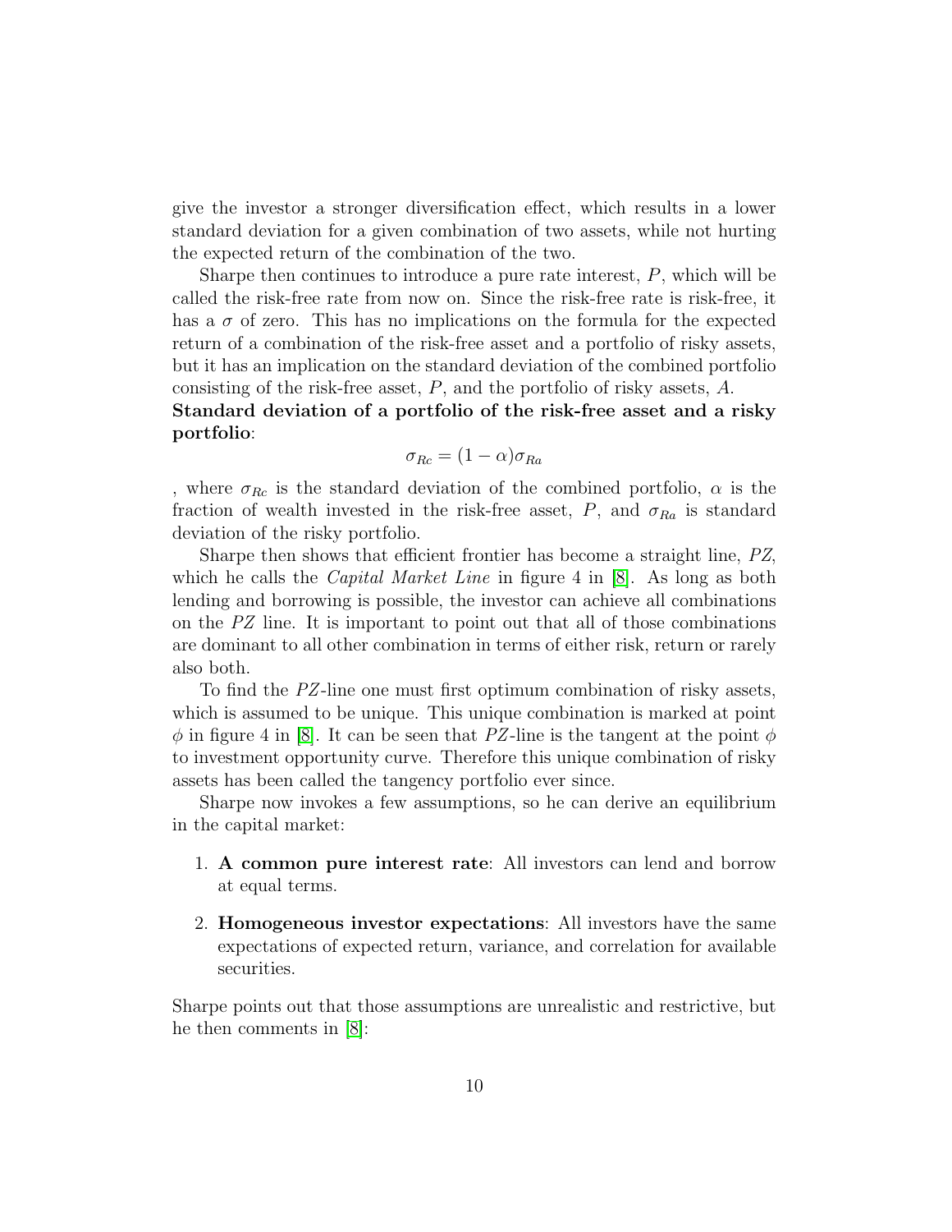give the investor a stronger diversification effect, which results in a lower standard deviation for a given combination of two assets, while not hurting the expected return of the combination of the two.

Sharpe then continues to introduce a pure rate interest, $P$, which will be called the risk-free rate from now on. Since the risk-free rate is risk-free, it has a $\sigma$ of zero. This has no implications on the formula for the expected return of a combination of the risk-free asset and a portfolio of risky assets, but it has an implication on the standard deviation of the combined portfolio consisting of the risk-free asset, $P$, and the portfolio of risky assets, $A$.

**Standard deviation of a portfolio of the risk-free asset and a risky portfolio**:

$$\sigma_{Rc} = (1 - \alpha)\sigma_{Ra}$$

, where $\sigma_{Rc}$ is the standard deviation of the combined portfolio, $\alpha$ is the fraction of wealth invested in the risk-free asset, $P$, and $\sigma_{Ra}$ is standard deviation of the risky portfolio.

Sharpe then shows that efficient frontier has become a straight line, $PZ$, which he calls the *Capital Market Line* in figure 4 in [8]. As long as both lending and borrowing is possible, the investor can achieve all combinations on the $PZ$ line. It is important to point out that all of those combinations are dominant to all other combination in terms of either risk, return or rarely also both.

To find the $PZ$-line one must first optimum combination of risky assets, which is assumed to be unique. This unique combination is marked at point $\phi$ in figure 4 in [8]. It can be seen that $PZ$-line is the tangent at the point $\phi$ to investment opportunity curve. Therefore this unique combination of risky assets has been called the tangency portfolio ever since.

Sharpe now invokes a few assumptions, so he can derive an equilibrium in the capital market:

1. **A common pure interest rate**: All investors can lend and borrow at equal terms.
2. **Homogeneous investor expectations**: All investors have the same expectations of expected return, variance, and correlation for available securities.

Sharpe points out that those assumptions are unrealistic and restrictive, but he then comments in [8]: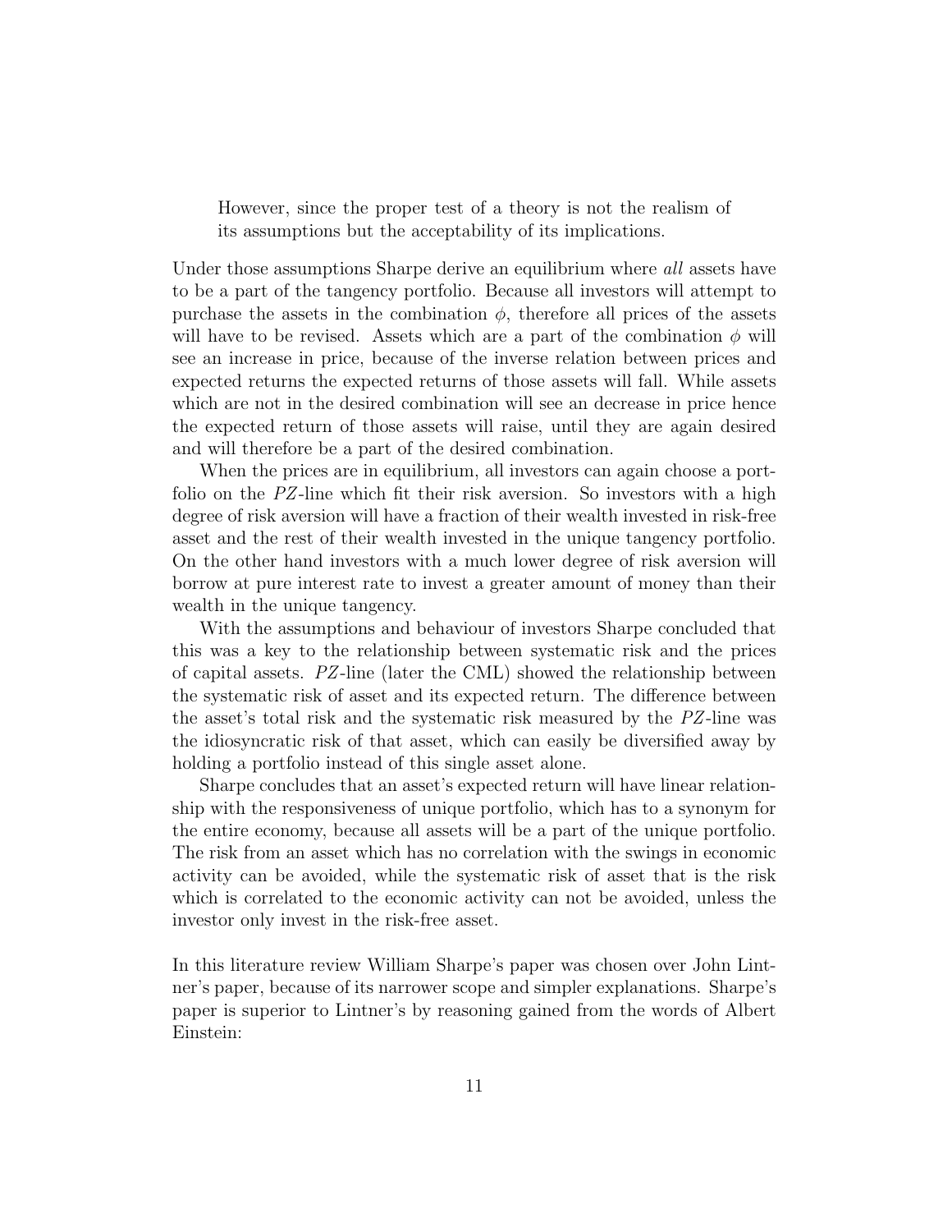> However, since the proper test of a theory is not the realism of its assumptions but the acceptability of its implications.

Under those assumptions Sharpe derive an equilibrium where *all* assets have to be a part of the tangency portfolio. Because all investors will attempt to purchase the assets in the combination $\phi$, therefore all prices of the assets will have to be revised. Assets which are a part of the combination $\phi$ will see an increase in price, because of the inverse relation between prices and expected returns the expected returns of those assets will fall. While assets which are not in the desired combination will see an decrease in price hence the expected return of those assets will raise, until they are again desired and will therefore be a part of the desired combination.

When the prices are in equilibrium, all investors can again choose a portfolio on the $PZ$-line which fit their risk aversion. So investors with a high degree of risk aversion will have a fraction of their wealth invested in risk-free asset and the rest of their wealth invested in the unique tangency portfolio. On the other hand investors with a much lower degree of risk aversion will borrow at pure interest rate to invest a greater amount of money than their wealth in the unique tangency.

With the assumptions and behaviour of investors Sharpe concluded that this was a key to the relationship between systematic risk and the prices of capital assets. $PZ$-line (later the CML) showed the relationship between the systematic risk of asset and its expected return. The difference between the asset's total risk and the systematic risk measured by the $PZ$-line was the idiosyncratic risk of that asset, which can easily be diversified away by holding a portfolio instead of this single asset alone.

Sharpe concludes that an asset's expected return will have linear relationship with the responsiveness of unique portfolio, which has to a synonym for the entire economy, because all assets will be a part of the unique portfolio. The risk from an asset which has no correlation with the swings in economic activity can be avoided, while the systematic risk of asset that is the risk which is correlated to the economic activity can not be avoided, unless the investor only invest in the risk-free asset.

In this literature review William Sharpe's paper was chosen over John Lintner's paper, because of its narrower scope and simpler explanations. Sharpe's paper is superior to Lintner's by reasoning gained from the words of Albert Einstein: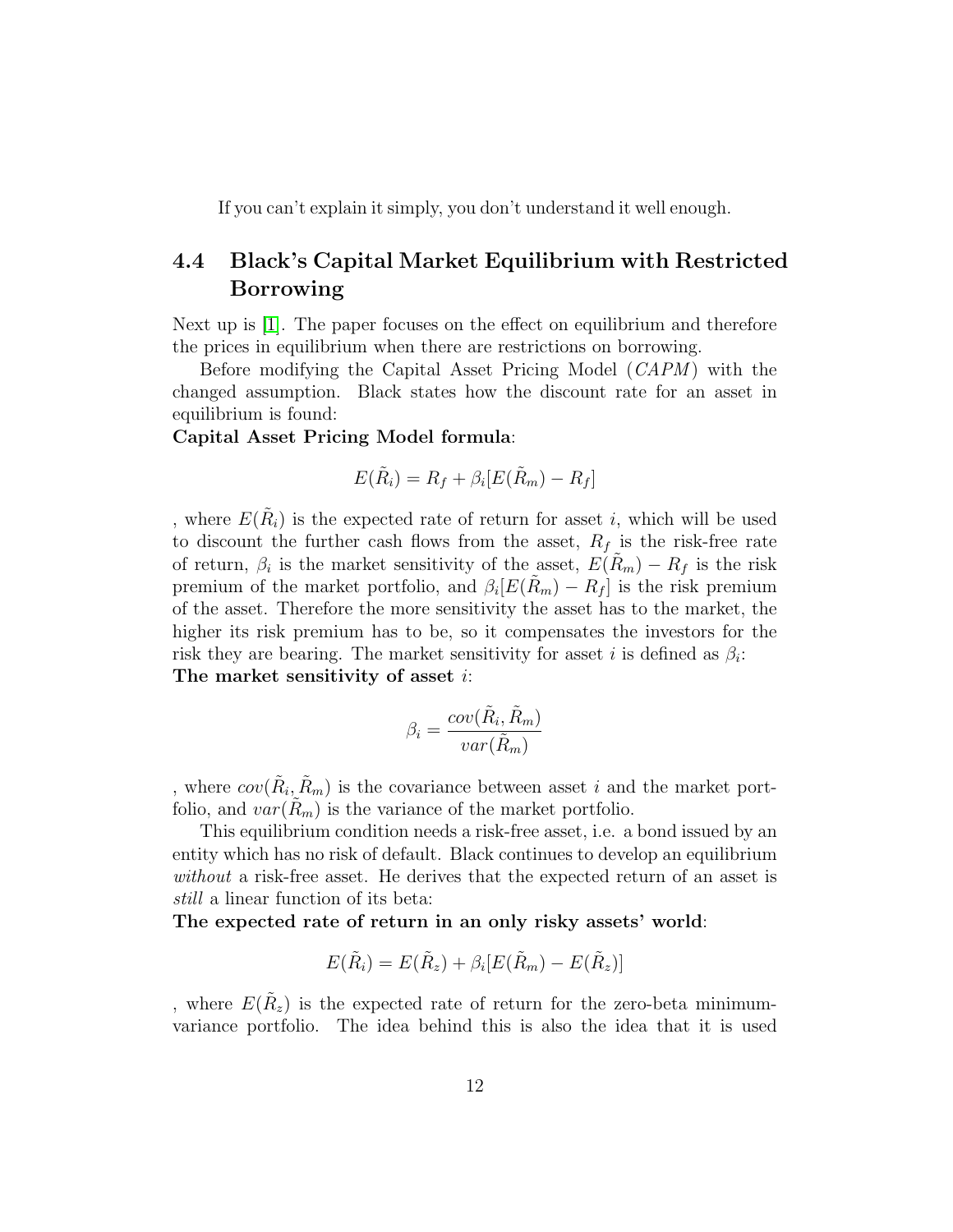If you can't explain it simply, you don't understand it well enough.

## 4.4 Black's Capital Market Equilibrium with Restricted Borrowing

Next up is [1]. The paper focuses on the effect on equilibrium and therefore the prices in equilibrium when there are restrictions on borrowing.

Before modifying the Capital Asset Pricing Model (*CAPM*) with the changed assumption. Black states how the discount rate for an asset in equilibrium is found:

**Capital Asset Pricing Model formula**:

$$E(\tilde{R}_i) = R_f + \beta_i[E(\tilde{R}_m) - R_f]$$

, where $E(\tilde{R}_i)$ is the expected rate of return for asset $i$, which will be used to discount the further cash flows from the asset, $R_f$ is the risk-free rate of return, $\beta_i$ is the market sensitivity of the asset, $E(\tilde{R}_m) - R_f$ is the risk premium of the market portfolio, and $\beta_i[E(\tilde{R}_m) - R_f]$ is the risk premium of the asset. Therefore the more sensitivity the asset has to the market, the higher its risk premium has to be, so it compensates the investors for the risk they are bearing. The market sensitivity for asset $i$ is defined as $\beta_i$:

**The market sensitivity of asset $i$**:

$$\beta_i = \frac{cov(\tilde{R}_i, \tilde{R}_m)}{var(\tilde{R}_m)}$$

, where $cov(\tilde{R}_i, \tilde{R}_m)$ is the covariance between asset $i$ and the market portfolio, and $var(\tilde{R}_m)$ is the variance of the market portfolio.

This equilibrium condition needs a risk-free asset, i.e. a bond issued by an entity which has no risk of default. Black continues to develop an equilibrium *without* a risk-free asset. He derives that the expected return of an asset is *still* a linear function of its beta:

**The expected rate of return in an only risky assets' world**:

$$E(\tilde{R}_i) = E(\tilde{R}_z) + \beta_i[E(\tilde{R}_m) - E(\tilde{R}_z)]$$

, where $E(\tilde{R}_z)$ is the expected rate of return for the zero-beta minimum-variance portfolio. The idea behind this is also the idea that it is used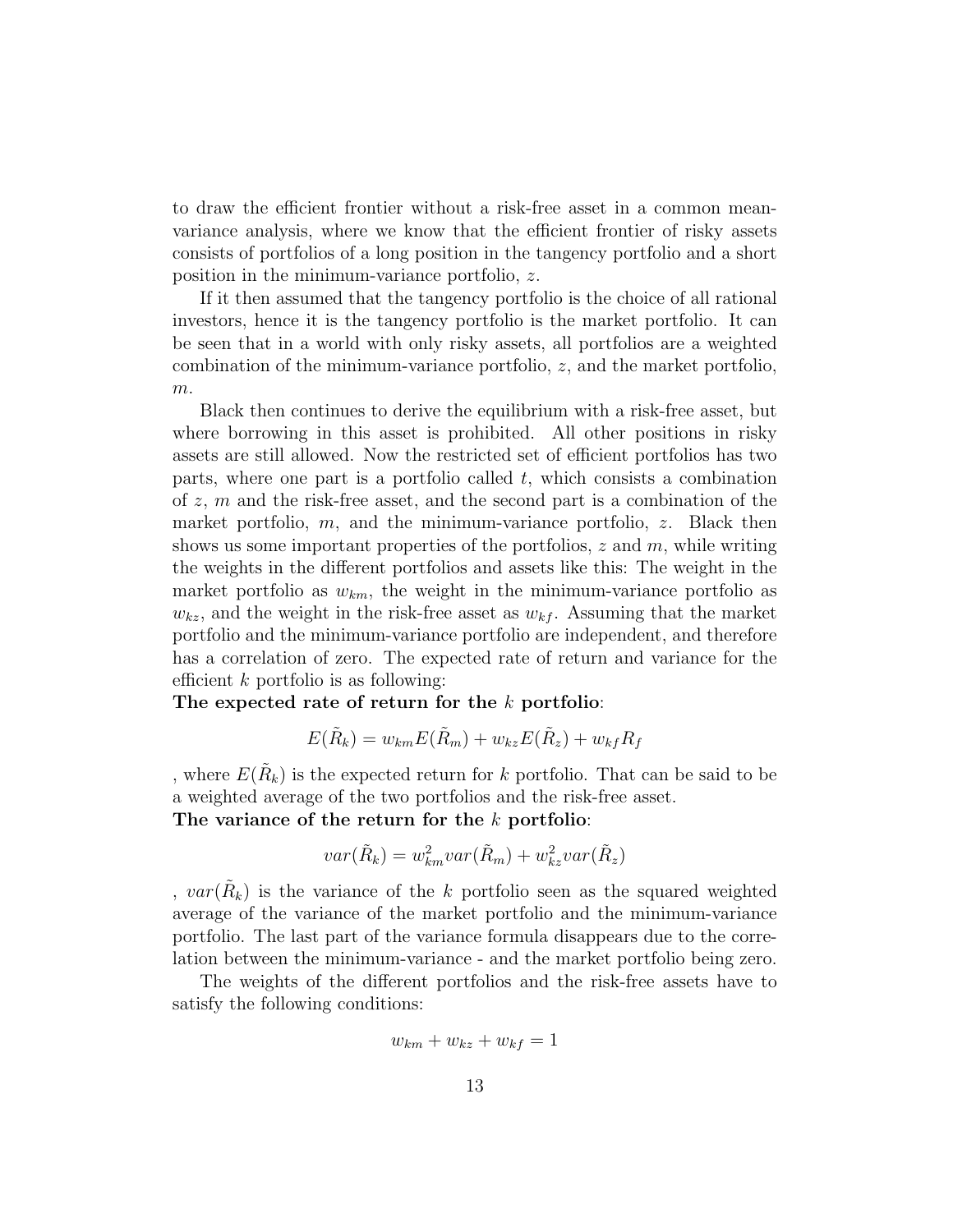to draw the efficient frontier without a risk-free asset in a common mean-variance analysis, where we know that the efficient frontier of risky assets consists of portfolios of a long position in the tangency portfolio and a short position in the minimum-variance portfolio, $z$.

If it then assumed that the tangency portfolio is the choice of all rational investors, hence it is the tangency portfolio is the market portfolio. It can be seen that in a world with only risky assets, all portfolios are a weighted combination of the minimum-variance portfolio, $z$, and the market portfolio, $m$.

Black then continues to derive the equilibrium with a risk-free asset, but where borrowing in this asset is prohibited. All other positions in risky assets are still allowed. Now the restricted set of efficient portfolios has two parts, where one part is a portfolio called $t$, which consists a combination of $z$, $m$ and the risk-free asset, and the second part is a combination of the market portfolio, $m$, and the minimum-variance portfolio, $z$. Black then shows us some important properties of the portfolios, $z$ and $m$, while writing the weights in the different portfolios and assets like this: The weight in the market portfolio as $w_{km}$, the weight in the minimum-variance portfolio as $w_{kz}$, and the weight in the risk-free asset as $w_{kf}$. Assuming that the market portfolio and the minimum-variance portfolio are independent, and therefore has a correlation of zero. The expected rate of return and variance for the efficient $k$ portfolio is as following:

**The expected rate of return for the $k$ portfolio**:

$$E(\tilde{R}_k) = w_{km}E(\tilde{R}_m) + w_{kz}E(\tilde{R}_z) + w_{kf}R_f$$

, where $E(\tilde{R}_k)$ is the expected return for $k$ portfolio. That can be said to be a weighted average of the two portfolios and the risk-free asset.

**The variance of the return for the $k$ portfolio**:

$$var(\tilde{R}_k) = w_{km}^2 var(\tilde{R}_m) + w_{kz}^2 var(\tilde{R}_z)$$

, $var(\tilde{R}_k)$ is the variance of the $k$ portfolio seen as the squared weighted average of the variance of the market portfolio and the minimum-variance portfolio. The last part of the variance formula disappears due to the correlation between the minimum-variance - and the market portfolio being zero.

The weights of the different portfolios and the risk-free assets have to satisfy the following conditions:

$$w_{km} + w_{kz} + w_{kf} = 1$$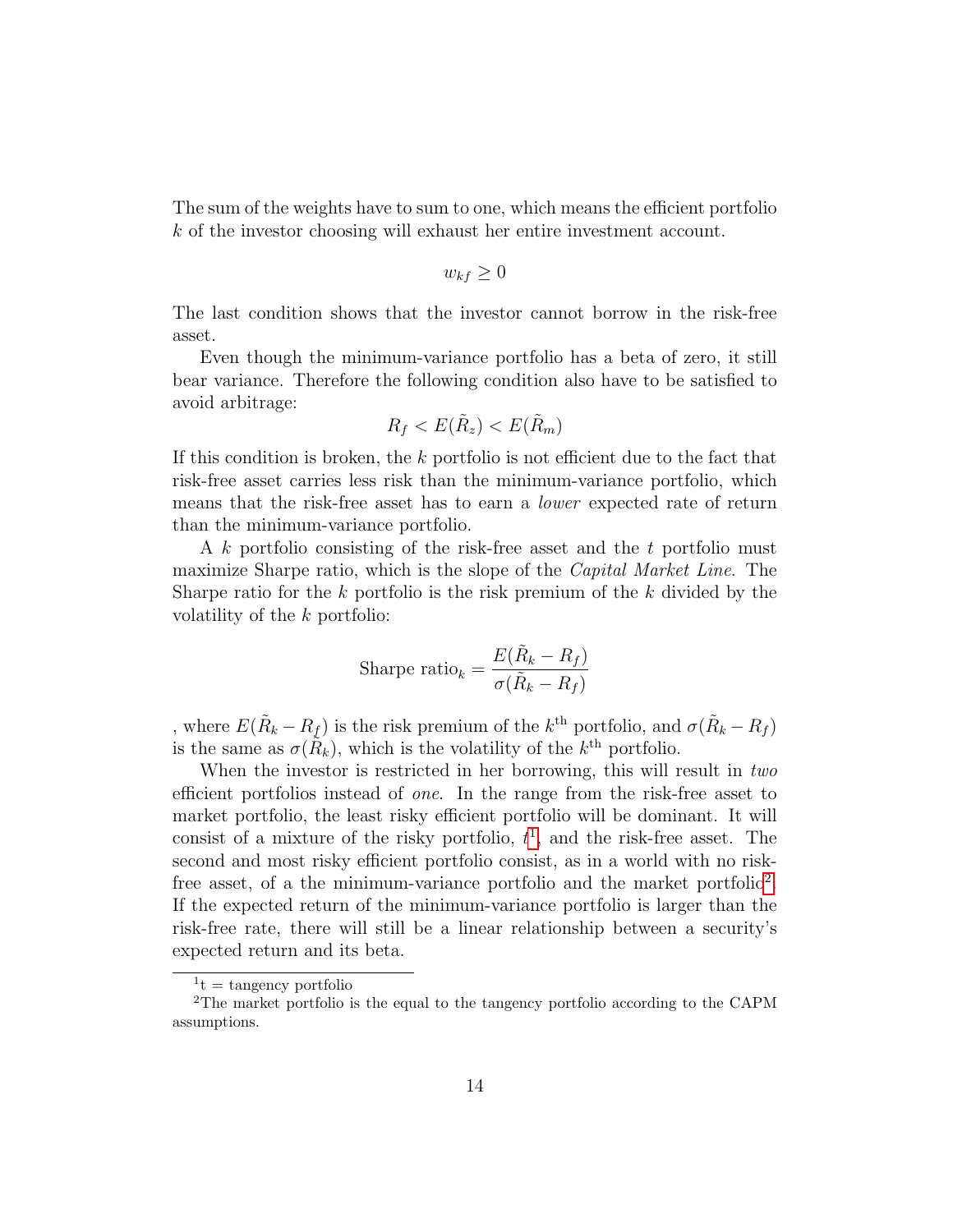The sum of the weights have to sum to one, which means the efficient portfolio $k$ of the investor choosing will exhaust her entire investment account.

$$w_{kf} \geq 0$$

The last condition shows that the investor cannot borrow in the risk-free asset.

Even though the minimum-variance portfolio has a beta of zero, it still bear variance. Therefore the following condition also have to be satisfied to avoid arbitrage:

$$R_f < E(\tilde{R}_z) < E(\tilde{R}_m)$$

If this condition is broken, the $k$ portfolio is not efficient due to the fact that risk-free asset carries less risk than the minimum-variance portfolio, which means that the risk-free asset has to earn a *lower* expected rate of return than the minimum-variance portfolio.

A $k$ portfolio consisting of the risk-free asset and the $t$ portfolio must maximize Sharpe ratio, which is the slope of the *Capital Market Line*. The Sharpe ratio for the $k$ portfolio is the risk premium of the $k$ divided by the volatility of the $k$ portfolio:

$$\text{Sharpe ratio}_k = \frac{E(\tilde{R}_k - R_f)}{\sigma(\tilde{R}_k - R_f)}$$

, where $E(\tilde{R}_k - R_f)$ is the risk premium of the $k^{\text{th}}$ portfolio, and $\sigma(\tilde{R}_k - R_f)$ is the same as $\sigma(\tilde{R}_k)$, which is the volatility of the $k^{\text{th}}$ portfolio.

When the investor is restricted in her borrowing, this will result in *two* efficient portfolios instead of *one*. In the range from the risk-free asset to market portfolio, the least risky efficient portfolio will be dominant. It will consist of a mixture of the risky portfolio, $t$[1], and the risk-free asset. The second and most risky efficient portfolio consist, as in a world with no risk-free asset, of a the minimum-variance portfolio and the market portfolio[2]. If the expected return of the minimum-variance portfolio is larger than the risk-free rate, there will still be a linear relationship between a security's expected return and its beta.

[1] t = tangency portfolio

[2] The market portfolio is the equal to the tangency portfolio according to the CAPM assumptions.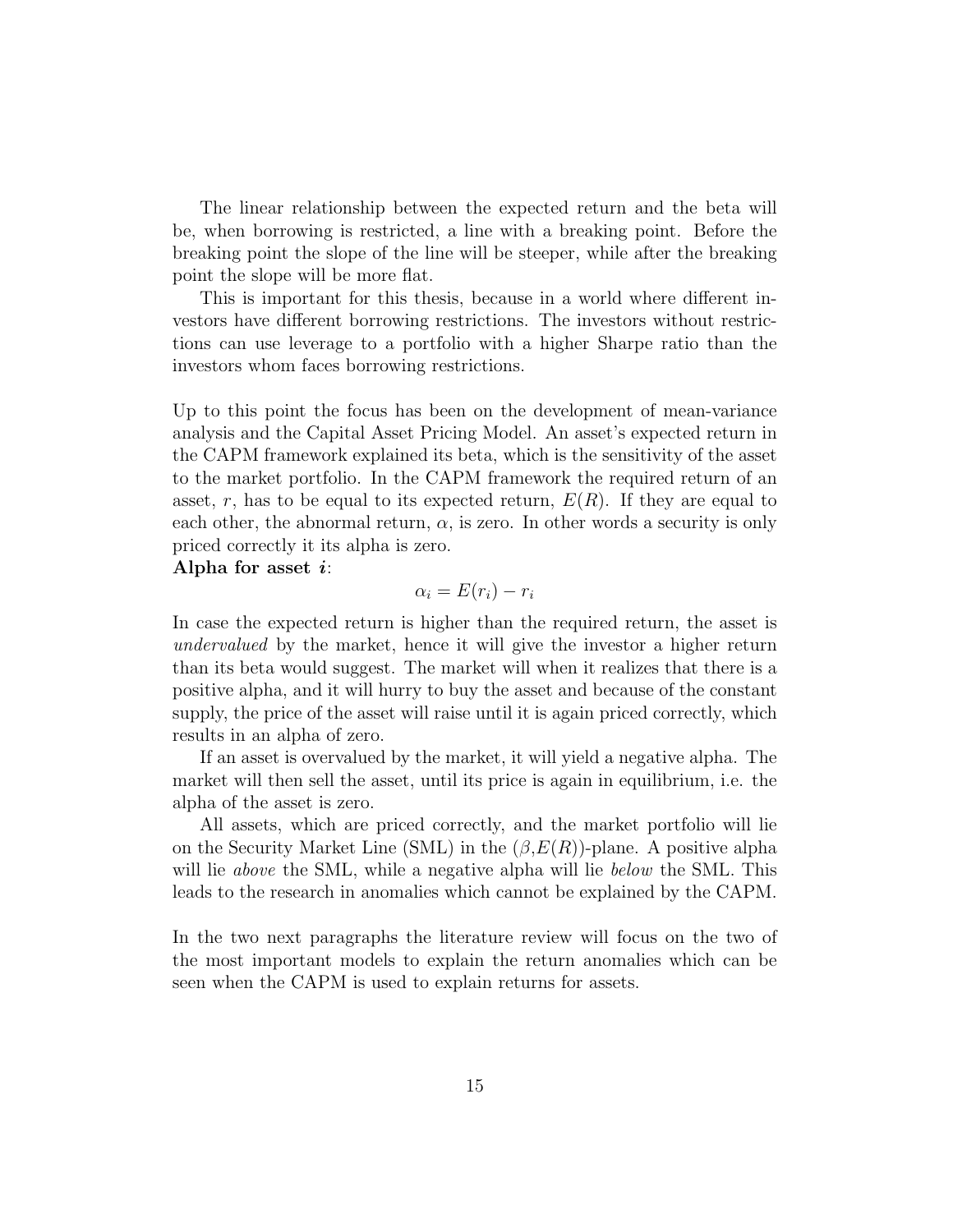The linear relationship between the expected return and the beta will be, when borrowing is restricted, a line with a breaking point. Before the breaking point the slope of the line will be steeper, while after the breaking point the slope will be more flat.

This is important for this thesis, because in a world where different investors have different borrowing restrictions. The investors without restrictions can use leverage to a portfolio with a higher Sharpe ratio than the investors whom faces borrowing restrictions.

Up to this point the focus has been on the development of mean-variance analysis and the Capital Asset Pricing Model. An asset's expected return in the CAPM framework explained its beta, which is the sensitivity of the asset to the market portfolio. In the CAPM framework the required return of an asset, $r$, has to be equal to its expected return, $E(R)$. If they are equal to each other, the abnormal return, $\alpha$, is zero. In other words a security is only priced correctly it its alpha is zero.

**Alpha for asset $i$**:

$$\alpha_i = E(r_i) - r_i$$

In case the expected return is higher than the required return, the asset is *undervalued* by the market, hence it will give the investor a higher return than its beta would suggest. The market will when it realizes that there is a positive alpha, and it will hurry to buy the asset and because of the constant supply, the price of the asset will raise until it is again priced correctly, which results in an alpha of zero.

If an asset is overvalued by the market, it will yield a negative alpha. The market will then sell the asset, until its price is again in equilibrium, i.e. the alpha of the asset is zero.

All assets, which are priced correctly, and the market portfolio will lie on the Security Market Line (SML) in the ($\beta$,$E(R)$)-plane. A positive alpha will lie *above* the SML, while a negative alpha will lie *below* the SML. This leads to the research in anomalies which cannot be explained by the CAPM.

In the two next paragraphs the literature review will focus on the two of the most important models to explain the return anomalies which can be seen when the CAPM is used to explain returns for assets.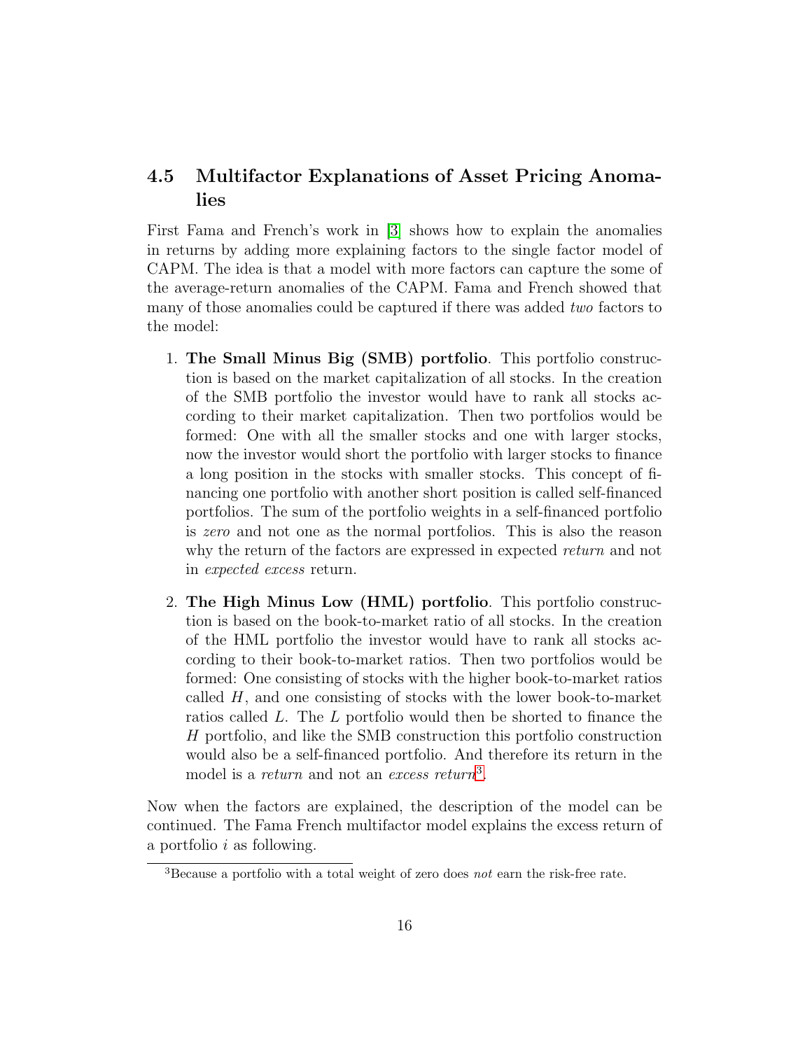## 4.5 Multifactor Explanations of Asset Pricing Anomalies

First Fama and French's work in [3] shows how to explain the anomalies in returns by adding more explaining factors to the single factor model of CAPM. The idea is that a model with more factors can capture the some of the average-return anomalies of the CAPM. Fama and French showed that many of those anomalies could be captured if there was added *two* factors to the model:

1. **The Small Minus Big (SMB) portfolio**. This portfolio construction is based on the market capitalization of all stocks. In the creation of the SMB portfolio the investor would have to rank all stocks according to their market capitalization. Then two portfolios would be formed: One with all the smaller stocks and one with larger stocks, now the investor would short the portfolio with larger stocks to finance a long position in the stocks with smaller stocks. This concept of financing one portfolio with another short position is called self-financed portfolios. The sum of the portfolio weights in a self-financed portfolio is *zero* and not one as the normal portfolios. This is also the reason why the return of the factors are expressed in expected *return* and not in *expected excess* return.

2. **The High Minus Low (HML) portfolio**. This portfolio construction is based on the book-to-market ratio of all stocks. In the creation of the HML portfolio the investor would have to rank all stocks according to their book-to-market ratios. Then two portfolios would be formed: One consisting of stocks with the higher book-to-market ratios called $H$, and one consisting of stocks with the lower book-to-market ratios called $L$. The $L$ portfolio would then be shorted to finance the $H$ portfolio, and like the SMB construction this portfolio construction would also be a self-financed portfolio. And therefore its return in the model is a *return* and not an *excess return*[3].

Now when the factors are explained, the description of the model can be continued. The Fama French multifactor model explains the excess return of a portfolio $i$ as following.

[3] Because a portfolio with a total weight of zero does *not* earn the risk-free rate.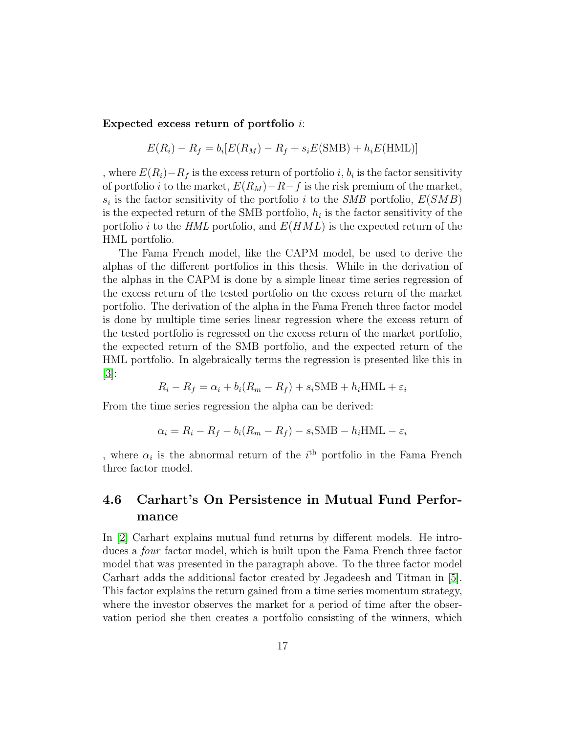**Expected excess return of portfolio $i$:**

$$E(R_i) - R_f = b_i[E(R_M) - R_f + s_i E(\text{SMB}) + h_i E(\text{HML})]$$

, where $E(R_i) - R_f$ is the excess return of portfolio $i$, $b_i$ is the factor sensitivity of portfolio $i$ to the market, $E(R_M) - R - f$ is the risk premium of the market, $s_i$ is the factor sensitivity of the portfolio $i$ to the *SMB* portfolio, $E(SMB)$ is the expected return of the SMB portfolio, $h_i$ is the factor sensitivity of the portfolio $i$ to the *HML* portfolio, and $E(HML)$ is the expected return of the HML portfolio.

The Fama French model, like the CAPM model, be used to derive the alphas of the different portfolios in this thesis. While in the derivation of the alphas in the CAPM is done by a simple linear time series regression of the excess return of the tested portfolio on the excess return of the market portfolio. The derivation of the alpha in the Fama French three factor model is done by multiple time series linear regression where the excess return of the tested portfolio is regressed on the excess return of the market portfolio, the expected return of the SMB portfolio, and the expected return of the HML portfolio. In algebraically terms the regression is presented like this in [3]:

$$R_i - R_f = \alpha_i + b_i(R_m - R_f) + s_i\text{SMB} + h_i\text{HML} + \varepsilon_i$$

From the time series regression the alpha can be derived:

$$\alpha_i = R_i - R_f - b_i(R_m - R_f) - s_i\text{SMB} - h_i\text{HML} - \varepsilon_i$$

, where $\alpha_i$ is the abnormal return of the $i^{\text{th}}$ portfolio in the Fama French three factor model.

## 4.6 Carhart's On Persistence in Mutual Fund Performance

In [2] Carhart explains mutual fund returns by different models. He introduces a *four* factor model, which is built upon the Fama French three factor model that was presented in the paragraph above. To the three factor model Carhart adds the additional factor created by Jegadeesh and Titman in [5]. This factor explains the return gained from a time series momentum strategy, where the investor observes the market for a period of time after the observation period she then creates a portfolio consisting of the winners, which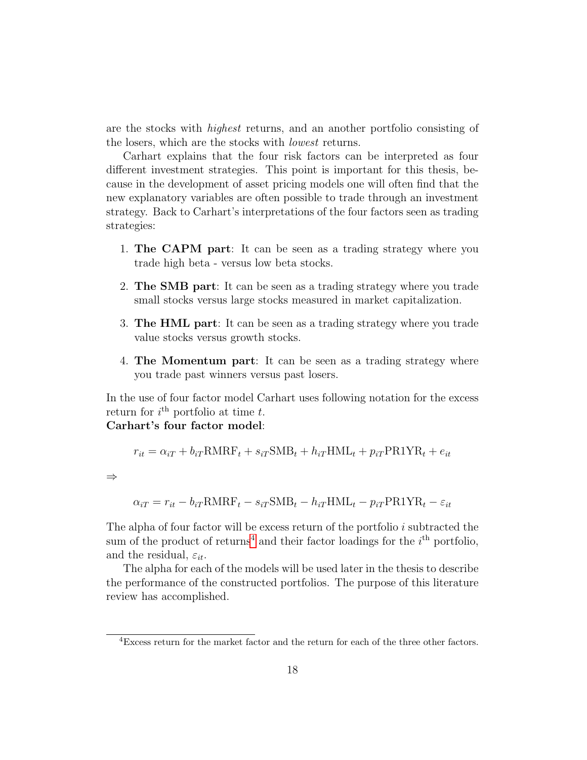are the stocks with *highest* returns, and an another portfolio consisting of the losers, which are the stocks with *lowest* returns.

Carhart explains that the four risk factors can be interpreted as four different investment strategies. This point is important for this thesis, because in the development of asset pricing models one will often find that the new explanatory variables are often possible to trade through an investment strategy. Back to Carhart's interpretations of the four factors seen as trading strategies:

1. **The CAPM part**: It can be seen as a trading strategy where you trade high beta - versus low beta stocks.
2. **The SMB part**: It can be seen as a trading strategy where you trade small stocks versus large stocks measured in market capitalization.
3. **The HML part**: It can be seen as a trading strategy where you trade value stocks versus growth stocks.
4. **The Momentum part**: It can be seen as a trading strategy where you trade past winners versus past losers.

In the use of four factor model Carhart uses following notation for the excess return for $i^{\text{th}}$ portfolio at time $t$.
**Carhart's four factor model**:

$$r_{it} = \alpha_{iT} + b_{iT}\text{RMRF}_t + s_{iT}\text{SMB}_t + h_{iT}\text{HML}_t + p_{iT}\text{PR1YR}_t + e_{it}$$

$\Rightarrow$

$$\alpha_{iT} = r_{it} - b_{iT}\text{RMRF}_t - s_{iT}\text{SMB}_t - h_{iT}\text{HML}_t - p_{iT}\text{PR1YR}_t - \varepsilon_{it}$$

The alpha of four factor will be excess return of the portfolio $i$ subtracted the sum of the product of returns[4] and their factor loadings for the $i^{\text{th}}$ portfolio, and the residual, $\varepsilon_{it}$.

The alpha for each of the models will be used later in the thesis to describe the performance of the constructed portfolios. The purpose of this literature review has accomplished.

[4] Excess return for the market factor and the return for each of the three other factors.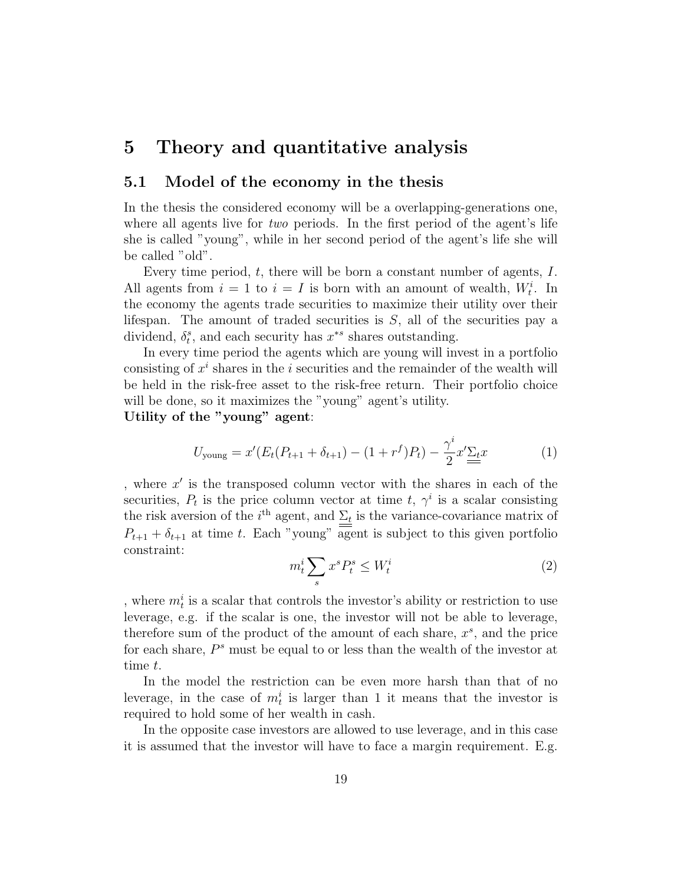# 5 Theory and quantitative analysis

## 5.1 Model of the economy in the thesis

In the thesis the considered economy will be a overlapping-generations one, where all agents live for *two* periods. In the first period of the agent's life she is called "young", while in her second period of the agent's life she will be called "old".

Every time period, $t$, there will be born a constant number of agents, $I$. All agents from $i = 1$ to $i = I$ is born with an amount of wealth, $W_t^i$. In the economy the agents trade securities to maximize their utility over their lifespan. The amount of traded securities is $S$, all of the securities pay a dividend, $\delta_t^s$, and each security has $x^{*s}$ shares outstanding.

In every time period the agents which are young will invest in a portfolio consisting of $x^i$ shares in the $i$ securities and the remainder of the wealth will be held in the risk-free asset to the risk-free return. Their portfolio choice will be done, so it maximizes the "young" agent's utility.

**Utility of the "young" agent**:

$$U_{\text{young}} = x'(E_t(P_{t+1} + \delta_{t+1}) - (1 + r^f)P_t) - \frac{\gamma^i}{2} x' \underline{\underline{\Sigma_t}} x \tag{1}$$

, where $x'$ is the transposed column vector with the shares in each of the securities, $P_t$ is the price column vector at time $t$, $\gamma^i$ is a scalar consisting the risk aversion of the $i^{\text{th}}$ agent, and $\underline{\underline{\Sigma_t}}$ is the variance-covariance matrix of $P_{t+1} + \delta_{t+1}$ at time $t$. Each "young" agent is subject to this given portfolio constraint:

$$m_t^i \sum_s x^s P_t^s \leq W_t^i \tag{2}$$

, where $m_t^i$ is a scalar that controls the investor's ability or restriction to use leverage, e.g. if the scalar is one, the investor will not be able to leverage, therefore sum of the product of the amount of each share, $x^s$, and the price for each share, $P^s$ must be equal to or less than the wealth of the investor at time $t$.

In the model the restriction can be even more harsh than that of no leverage, in the case of $m_t^i$ is larger than 1 it means that the investor is required to hold some of her wealth in cash.

In the opposite case investors are allowed to use leverage, and in this case it is assumed that the investor will have to face a margin requirement. E.g.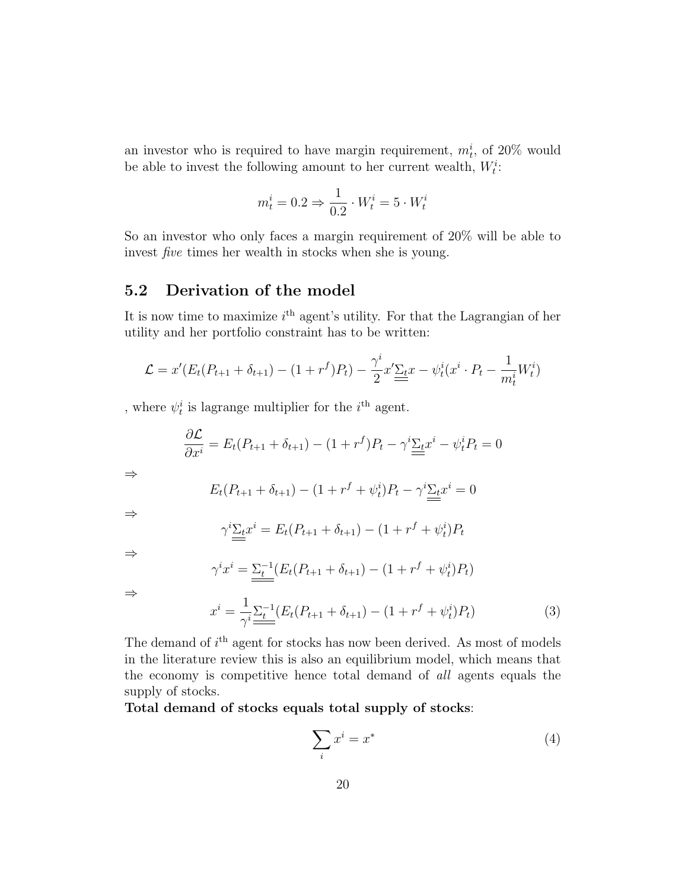an investor who is required to have margin requirement, $m_t^i$, of 20% would be able to invest the following amount to her current wealth, $W_t^i$:

$$m_t^i = 0.2 \Rightarrow \frac{1}{0.2} \cdot W_t^i = 5 \cdot W_t^i$$

So an investor who only faces a margin requirement of 20% will be able to invest *five* times her wealth in stocks when she is young.

## 5.2 Derivation of the model

It is now time to maximize $i^{\text{th}}$ agent's utility. For that the Lagrangian of her utility and her portfolio constraint has to be written:

$$\mathcal{L} = x'(E_t(P_{t+1} + \delta_{t+1}) - (1 + r^f)P_t) - \frac{\gamma^i}{2} x' \underline{\underline{\Sigma_t}} x - \psi_t^i (x^i \cdot P_t - \frac{1}{m_t^i} W_t^i)$$

, where $\psi_t^i$ is lagrange multiplier for the $i^{\text{th}}$ agent.

$$\frac{\partial \mathcal{L}}{\partial x^i} = E_t(P_{t+1} + \delta_{t+1}) - (1 + r^f)P_t - \gamma^i \underline{\underline{\Sigma_t}} x^i - \psi_t^i P_t = 0$$

$\Rightarrow$

$$E_t(P_{t+1} + \delta_{t+1}) - (1 + r^f + \psi_t^i)P_t - \gamma^i \underline{\underline{\Sigma_t}} x^i = 0$$

$\Rightarrow$

$$\gamma^i \underline{\underline{\Sigma_t}} x^i = E_t(P_{t+1} + \delta_{t+1}) - (1 + r^f + \psi_t^i)P_t$$

$\Rightarrow$

$$\gamma^i x^i = \underline{\underline{\Sigma_t^{-1}}}(E_t(P_{t+1} + \delta_{t+1}) - (1 + r^f + \psi_t^i)P_t)$$

$\Rightarrow$

$$x^i = \frac{1}{\gamma^i} \underline{\underline{\Sigma_t^{-1}}}(E_t(P_{t+1} + \delta_{t+1}) - (1 + r^f + \psi_t^i)P_t) \tag{3}$$

The demand of $i^{\text{th}}$ agent for stocks has now been derived. As most of models in the literature review this is also an equilibrium model, which means that the economy is competitive hence total demand of *all* agents equals the supply of stocks.

**Total demand of stocks equals total supply of stocks**:

$$\sum_i x^i = x^* \tag{4}$$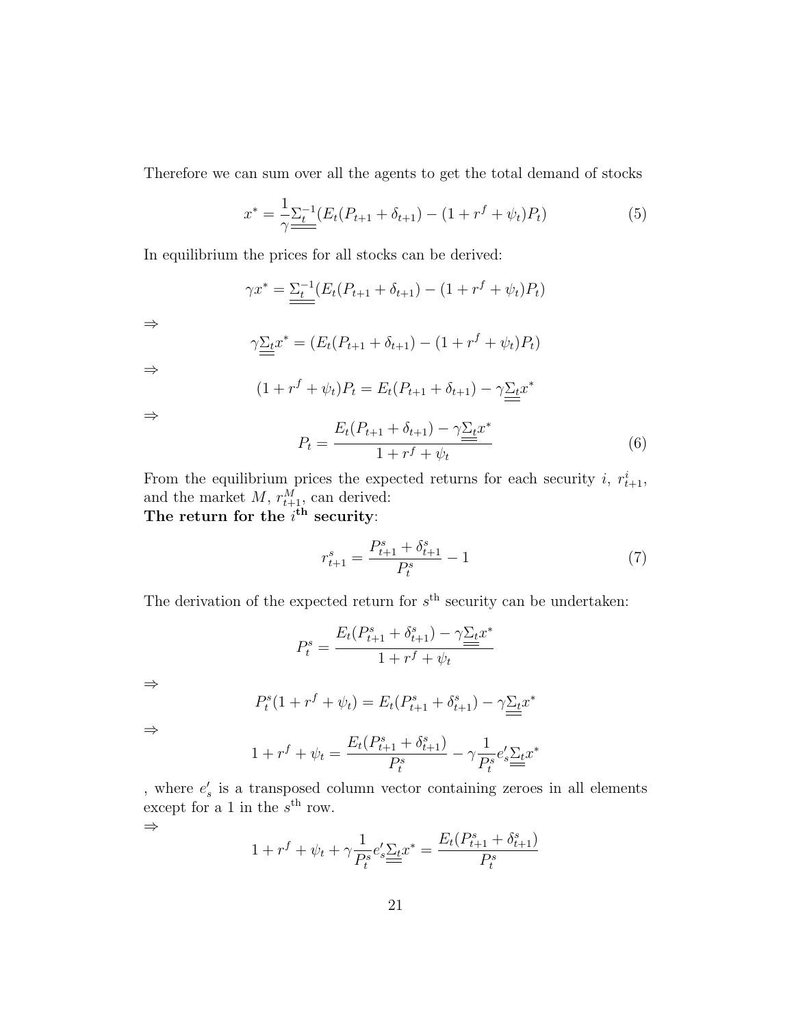Therefore we can sum over all the agents to get the total demand of stocks

$$x^* = \frac{1}{\gamma}\underline{\underline{\Sigma_t}}^{-1}(E_t(P_{t+1} + \delta_{t+1}) - (1 + r^f + \psi_t)P_t) \tag{5}$$

In equilibrium the prices for all stocks can be derived:

$$\gamma x^* = \underline{\underline{\Sigma_t}}^{-1}(E_t(P_{t+1} + \delta_{t+1}) - (1 + r^f + \psi_t)P_t)$$

$\Rightarrow$

$$\gamma \underline{\underline{\Sigma_t}} x^* = (E_t(P_{t+1} + \delta_{t+1}) - (1 + r^f + \psi_t)P_t)$$

$\Rightarrow$

$$(1 + r^f + \psi_t)P_t = E_t(P_{t+1} + \delta_{t+1}) - \gamma \underline{\underline{\Sigma_t}} x^*$$

$\Rightarrow$

$$P_t = \frac{E_t(P_{t+1} + \delta_{t+1}) - \gamma \underline{\underline{\Sigma_t}} x^*}{1 + r^f + \psi_t} \tag{6}$$

From the equilibrium prices the expected returns for each security $i$, $r^i_{t+1}$, and the market $M$, $r^M_{t+1}$, can derived:

**The return for the $i^{\text{th}}$ security**:

$$r^s_{t+1} = \frac{P^s_{t+1} + \delta^s_{t+1}}{P^s_t} - 1 \tag{7}$$

The derivation of the expected return for $s^{\text{th}}$ security can be undertaken:

$$P^s_t = \frac{E_t(P^s_{t+1} + \delta^s_{t+1}) - \gamma \underline{\underline{\Sigma_t}} x^*}{1 + r^f + \psi_t}$$

$\Rightarrow$

$$P^s_t(1 + r^f + \psi_t) = E_t(P^s_{t+1} + \delta^s_{t+1}) - \gamma \underline{\underline{\Sigma_t}} x^*$$

$\Rightarrow$

$$1 + r^f + \psi_t = \frac{E_t(P^s_{t+1} + \delta^s_{t+1})}{P^s_t} - \gamma \frac{1}{P^s_t} e'_s \underline{\underline{\Sigma_t}} x^*$$

, where $e'_s$ is a transposed column vector containing zeroes in all elements except for a 1 in the $s^{\text{th}}$ row.

$\Rightarrow$

$$1 + r^f + \psi_t + \gamma \frac{1}{P^s_t} e'_s \underline{\underline{\Sigma_t}} x^* = \frac{E_t(P^s_{t+1} + \delta^s_{t+1})}{P^s_t}$$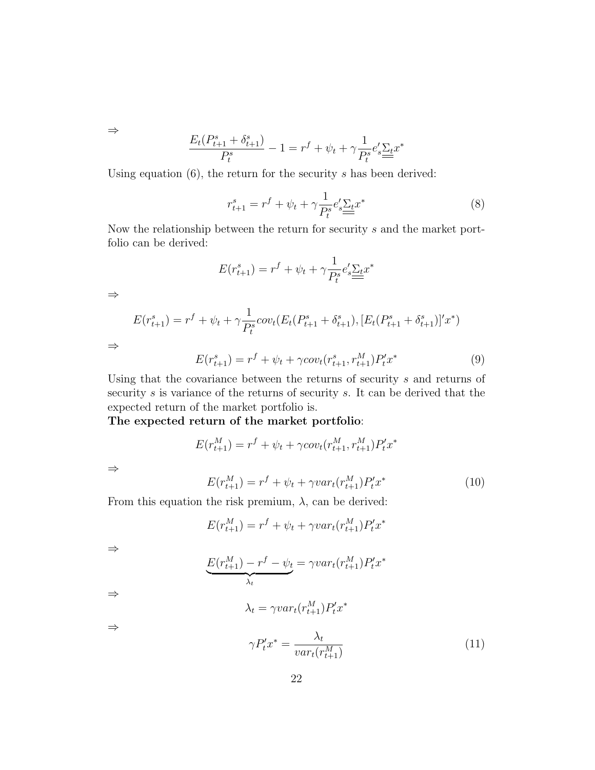$\Rightarrow$

$$\frac{E_t(P_{t+1}^s + \delta_{t+1}^s)}{P_t^s} - 1 = r^f + \psi_t + \gamma \frac{1}{P_t^s} e_s' \underline{\underline{\Sigma_t}} x^*$$

Using equation (6), the return for the security $s$ has been derived:

$$r_{t+1}^s = r^f + \psi_t + \gamma \frac{1}{P_t^s} e_s' \underline{\underline{\Sigma_t}} x^* \tag{8}$$

Now the relationship between the return for security $s$ and the market portfolio can be derived:

$$E(r_{t+1}^s) = r^f + \psi_t + \gamma \frac{1}{P_t^s} e_s' \underline{\underline{\Sigma_t}} x^*$$

$\Rightarrow$

$$E(r_{t+1}^s) = r^f + \psi_t + \gamma \frac{1}{P_t^s} cov_t(E_t(P_{t+1}^s + \delta_{t+1}^s), [E_t(P_{t+1}^s + \delta_{t+1}^s)]' x^*)$$

$\Rightarrow$

$$E(r_{t+1}^s) = r^f + \psi_t + \gamma cov_t(r_{t+1}^s, r_{t+1}^M) P_t' x^* \tag{9}$$

Using that the covariance between the returns of security $s$ and returns of security $s$ is variance of the returns of security $s$. It can be derived that the expected return of the market portfolio is.

**The expected return of the market portfolio**:

$$E(r_{t+1}^M) = r^f + \psi_t + \gamma cov_t(r_{t+1}^M, r_{t+1}^M) P_t' x^*$$

$\Rightarrow$

$$E(r_{t+1}^M) = r^f + \psi_t + \gamma var_t(r_{t+1}^M) P_t' x^* \tag{10}$$

From this equation the risk premium, $\lambda$, can be derived:

$$E(r_{t+1}^M) = r^f + \psi_t + \gamma var_t(r_{t+1}^M) P_t' x^*$$

$\Rightarrow$

$$\underbrace{E(r_{t+1}^M) - r^f - \psi_t}_{\lambda_t} = \gamma var_t(r_{t+1}^M) P_t' x^*$$

$\Rightarrow$

$$\lambda_t = \gamma var_t(r_{t+1}^M) P_t' x^*$$

$\Rightarrow$

$$\gamma P_t' x^* = \frac{\lambda_t}{var_t(r_{t+1}^M)} \tag{11}$$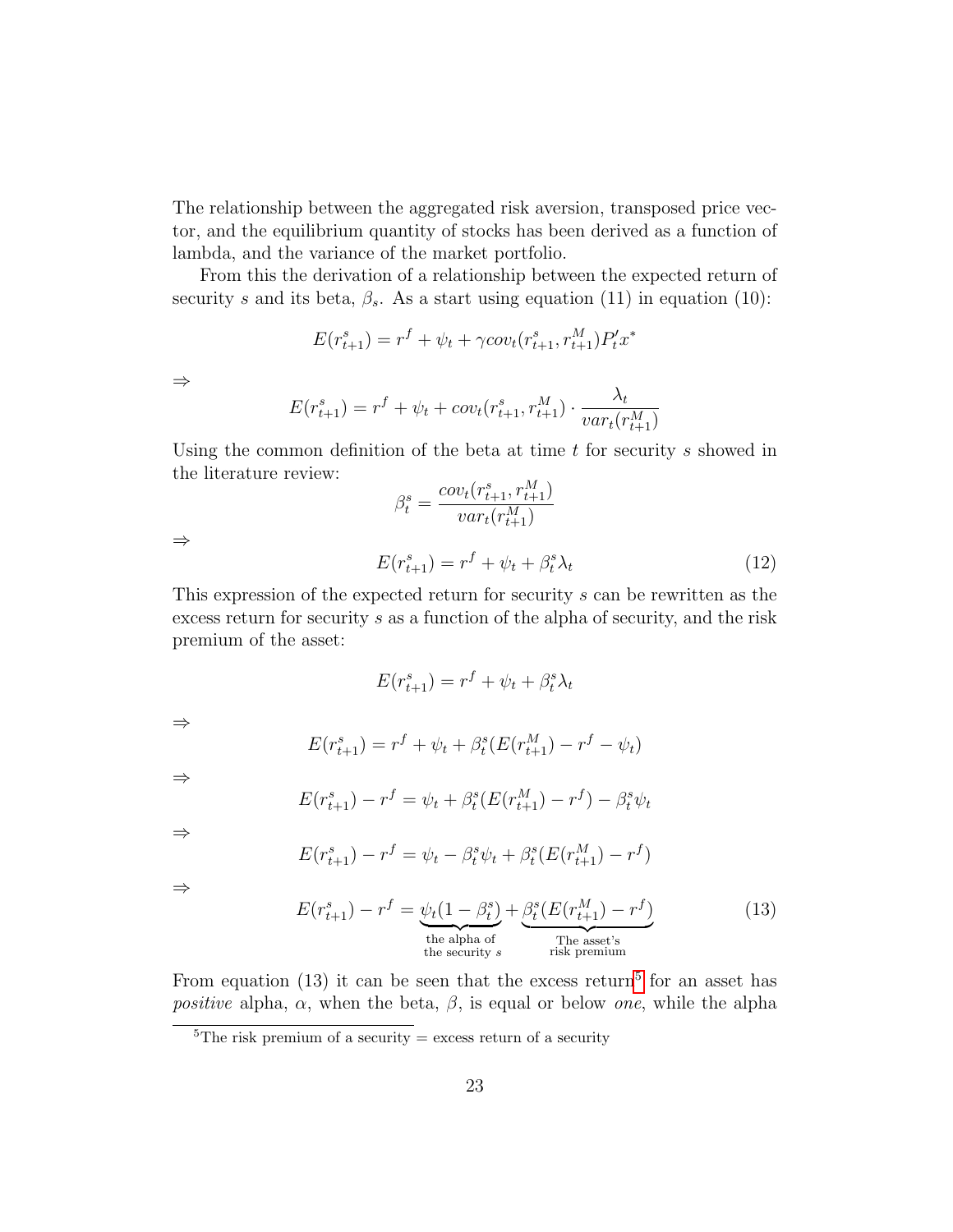The relationship between the aggregated risk aversion, transposed price vector, and the equilibrium quantity of stocks has been derived as a function of lambda, and the variance of the market portfolio.

From this the derivation of a relationship between the expected return of security $s$ and its beta, $\beta_s$. As a start using equation (11) in equation (10):

$$E(r^s_{t+1}) = r^f + \psi_t + \gamma cov_t(r^s_{t+1}, r^M_{t+1}) P'_t x^*$$

$\Rightarrow$

$$E(r^s_{t+1}) = r^f + \psi_t + cov_t(r^s_{t+1}, r^M_{t+1}) \cdot \frac{\lambda_t}{var_t(r^M_{t+1})}$$

Using the common definition of the beta at time $t$ for security $s$ showed in the literature review:

$$\beta^s_t = \frac{cov_t(r^s_{t+1}, r^M_{t+1})}{var_t(r^M_{t+1})}$$

$\Rightarrow$

$$E(r^s_{t+1}) = r^f + \psi_t + \beta^s_t \lambda_t \tag{12}$$

This expression of the expected return for security $s$ can be rewritten as the excess return for security $s$ as a function of the alpha of security, and the risk premium of the asset:

$$E(r^s_{t+1}) = r^f + \psi_t + \beta^s_t \lambda_t$$

$\Rightarrow$

$$E(r^s_{t+1}) = r^f + \psi_t + \beta^s_t (E(r^M_{t+1}) - r^f - \psi_t)$$

$\Rightarrow$

$$E(r^s_{t+1}) - r^f = \psi_t + \beta^s_t (E(r^M_{t+1}) - r^f) - \beta^s_t \psi_t$$

$\Rightarrow$

$$E(r^s_{t+1}) - r^f = \psi_t - \beta^s_t \psi_t + \beta^s_t (E(r^M_{t+1}) - r^f)$$

$\Rightarrow$

$$E(r^s_{t+1}) - r^f = \underbrace{\psi_t(1 - \beta^s_t)}_{\substack{\text{the alpha of} \\ \text{the security } s}} + \underbrace{\beta^s_t (E(r^M_{t+1}) - r^f)}_{\substack{\text{The asset's} \\ \text{risk premium}}} \tag{13}$$

From equation (13) it can be seen that the excess return[5] for an asset has *positive* alpha, $\alpha$, when the beta, $\beta$, is equal or below *one*, while the alpha

[5] The risk premium of a security = excess return of a security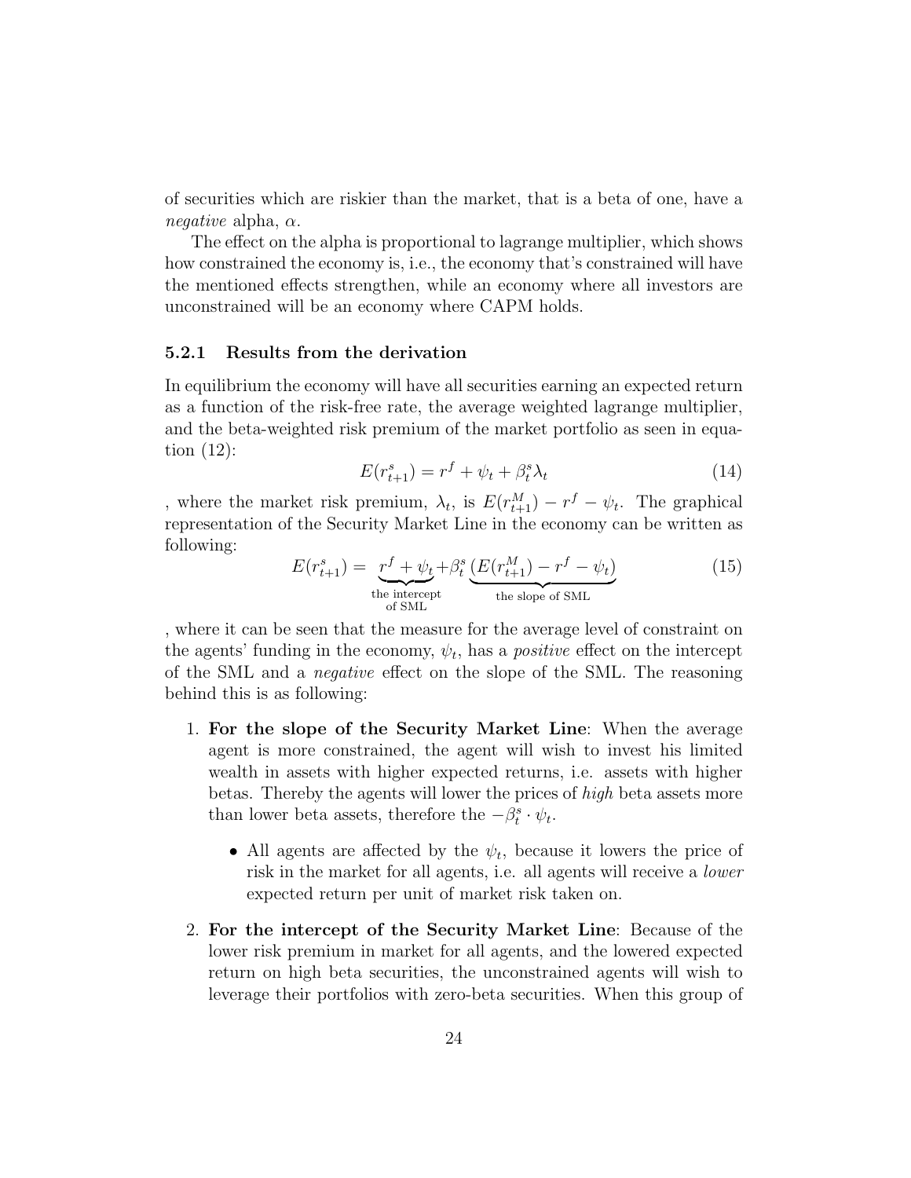of securities which are riskier than the market, that is a beta of one, have a *negative* alpha, $\alpha$.

The effect on the alpha is proportional to lagrange multiplier, which shows how constrained the economy is, i.e., the economy that's constrained will have the mentioned effects strengthen, while an economy where all investors are unconstrained will be an economy where CAPM holds.

#### 5.2.1 Results from the derivation

In equilibrium the economy will have all securities earning an expected return as a function of the risk-free rate, the average weighted lagrange multiplier, and the beta-weighted risk premium of the market portfolio as seen in equation (12):

$$E(r^s_{t+1}) = r^f + \psi_t + \beta^s_t \lambda_t \tag{14}$$

, where the market risk premium, $\lambda_t$, is $E(r^M_{t+1}) - r^f - \psi_t$. The graphical representation of the Security Market Line in the economy can be written as following:

$$E(r^s_{t+1}) = \underbrace{r^f + \psi_t}_{\substack{\text{the intercept} \\ \text{of SML}}} + \beta^s_t \underbrace{(E(r^M_{t+1}) - r^f - \psi_t)}_{\text{the slope of SML}} \tag{15}$$

, where it can be seen that the measure for the average level of constraint on the agents' funding in the economy, $\psi_t$, has a *positive* effect on the intercept of the SML and a *negative* effect on the slope of the SML. The reasoning behind this is as following:

1. **For the slope of the Security Market Line**: When the average agent is more constrained, the agent will wish to invest his limited wealth in assets with higher expected returns, i.e. assets with higher betas. Thereby the agents will lower the prices of *high* beta assets more than lower beta assets, therefore the $-\beta^s_t \cdot \psi_t$.
   - All agents are affected by the $\psi_t$, because it lowers the price of risk in the market for all agents, i.e. all agents will receive a *lower* expected return per unit of market risk taken on.
2. **For the intercept of the Security Market Line**: Because of the lower risk premium in market for all agents, and the lowered expected return on high beta securities, the unconstrained agents will wish to leverage their portfolios with zero-beta securities. When this group of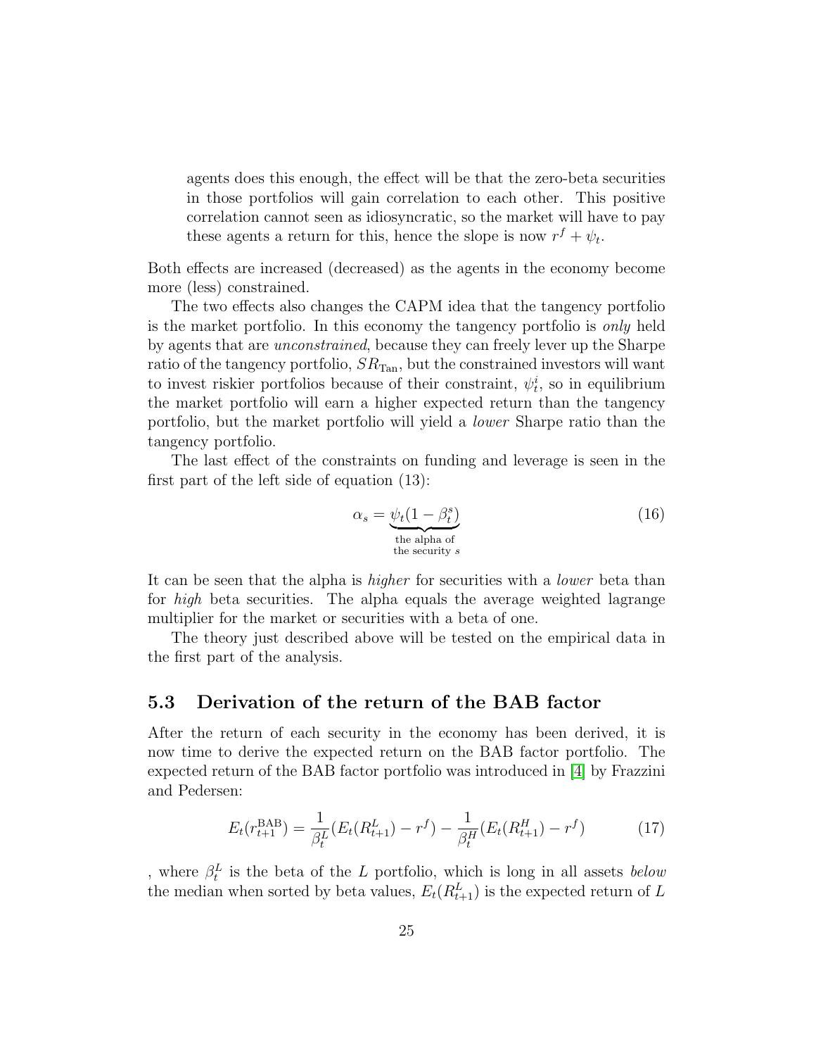agents does this enough, the effect will be that the zero-beta securities in those portfolios will gain correlation to each other. This positive correlation cannot seen as idiosyncratic, so the market will have to pay these agents a return for this, hence the slope is now $r^f + \psi_t$.

Both effects are increased (decreased) as the agents in the economy become more (less) constrained.

The two effects also changes the CAPM idea that the tangency portfolio is the market portfolio. In this economy the tangency portfolio is *only* held by agents that are *unconstrained*, because they can freely lever up the Sharpe ratio of the tangency portfolio, $SR_{\text{Tan}}$, but the constrained investors will want to invest riskier portfolios because of their constraint, $\psi_t^i$, so in equilibrium the market portfolio will earn a higher expected return than the tangency portfolio, but the market portfolio will yield a *lower* Sharpe ratio than the tangency portfolio.

The last effect of the constraints on funding and leverage is seen in the first part of the left side of equation (13):

$$\alpha_s = \underbrace{\psi_t(1 - \beta_t^s)}_{\substack{\text{the alpha of} \\ \text{the security } s}} \tag{16}$$

It can be seen that the alpha is *higher* for securities with a *lower* beta than for *high* beta securities. The alpha equals the average weighted lagrange multiplier for the market or securities with a beta of one.

The theory just described above will be tested on the empirical data in the first part of the analysis.

## 5.3 Derivation of the return of the BAB factor

After the return of each security in the economy has been derived, it is now time to derive the expected return on the BAB factor portfolio. The expected return of the BAB factor portfolio was introduced in [4] by Frazzini and Pedersen:

$$E_t(r_{t+1}^{\text{BAB}}) = \frac{1}{\beta_t^L}(E_t(R_{t+1}^L) - r^f) - \frac{1}{\beta_t^H}(E_t(R_{t+1}^H) - r^f) \tag{17}$$

, where $\beta_t^L$ is the beta of the $L$ portfolio, which is long in all assets *below* the median when sorted by beta values, $E_t(R_{t+1}^L)$ is the expected return of $L$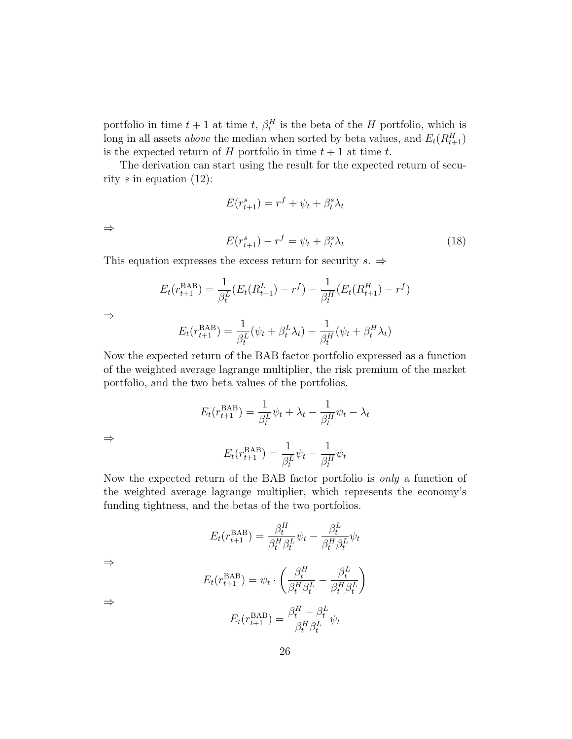portfolio in time $t+1$ at time $t$, $\beta_t^H$ is the beta of the $H$ portfolio, which is long in all assets *above* the median when sorted by beta values, and $E_t(R_{t+1}^H)$ is the expected return of $H$ portfolio in time $t+1$ at time $t$.

The derivation can start using the result for the expected return of security $s$ in equation (12):

$$E(r_{t+1}^s) = r^f + \psi_t + \beta_t^s \lambda_t$$

$\Rightarrow$

$$E(r_{t+1}^s) - r^f = \psi_t + \beta_t^s \lambda_t \tag{18}$$

This equation expresses the excess return for security $s$. $\Rightarrow$

$$E_t(r_{t+1}^{\text{BAB}}) = \frac{1}{\beta_t^L}(E_t(R_{t+1}^L) - r^f) - \frac{1}{\beta_t^H}(E_t(R_{t+1}^H) - r^f)$$

$\Rightarrow$

$$E_t(r_{t+1}^{\text{BAB}}) = \frac{1}{\beta_t^L}(\psi_t + \beta_t^L \lambda_t) - \frac{1}{\beta_t^H}(\psi_t + \beta_t^H \lambda_t)$$

Now the expected return of the BAB factor portfolio expressed as a function of the weighted average lagrange multiplier, the risk premium of the market portfolio, and the two beta values of the portfolios.

$$E_t(r_{t+1}^{\text{BAB}}) = \frac{1}{\beta_t^L}\psi_t + \lambda_t - \frac{1}{\beta_t^H}\psi_t - \lambda_t$$

$\Rightarrow$

$$E_t(r_{t+1}^{\text{BAB}}) = \frac{1}{\beta_t^L}\psi_t - \frac{1}{\beta_t^H}\psi_t$$

Now the expected return of the BAB factor portfolio is *only* a function of the weighted average lagrange multiplier, which represents the economy's funding tightness, and the betas of the two portfolios.

$$E_t(r_{t+1}^{\text{BAB}}) = \frac{\beta_t^H}{\beta_t^H \beta_t^L}\psi_t - \frac{\beta_t^L}{\beta_t^H \beta_t^L}\psi_t$$

$\Rightarrow$

$$E_t(r_{t+1}^{\text{BAB}}) = \psi_t \cdot \left(\frac{\beta_t^H}{\beta_t^H \beta_t^L} - \frac{\beta_t^L}{\beta_t^H \beta_t^L}\right)$$

$\Rightarrow$

$$E_t(r_{t+1}^{\text{BAB}}) = \frac{\beta_t^H - \beta_t^L}{\beta_t^H \beta_t^L}\psi_t$$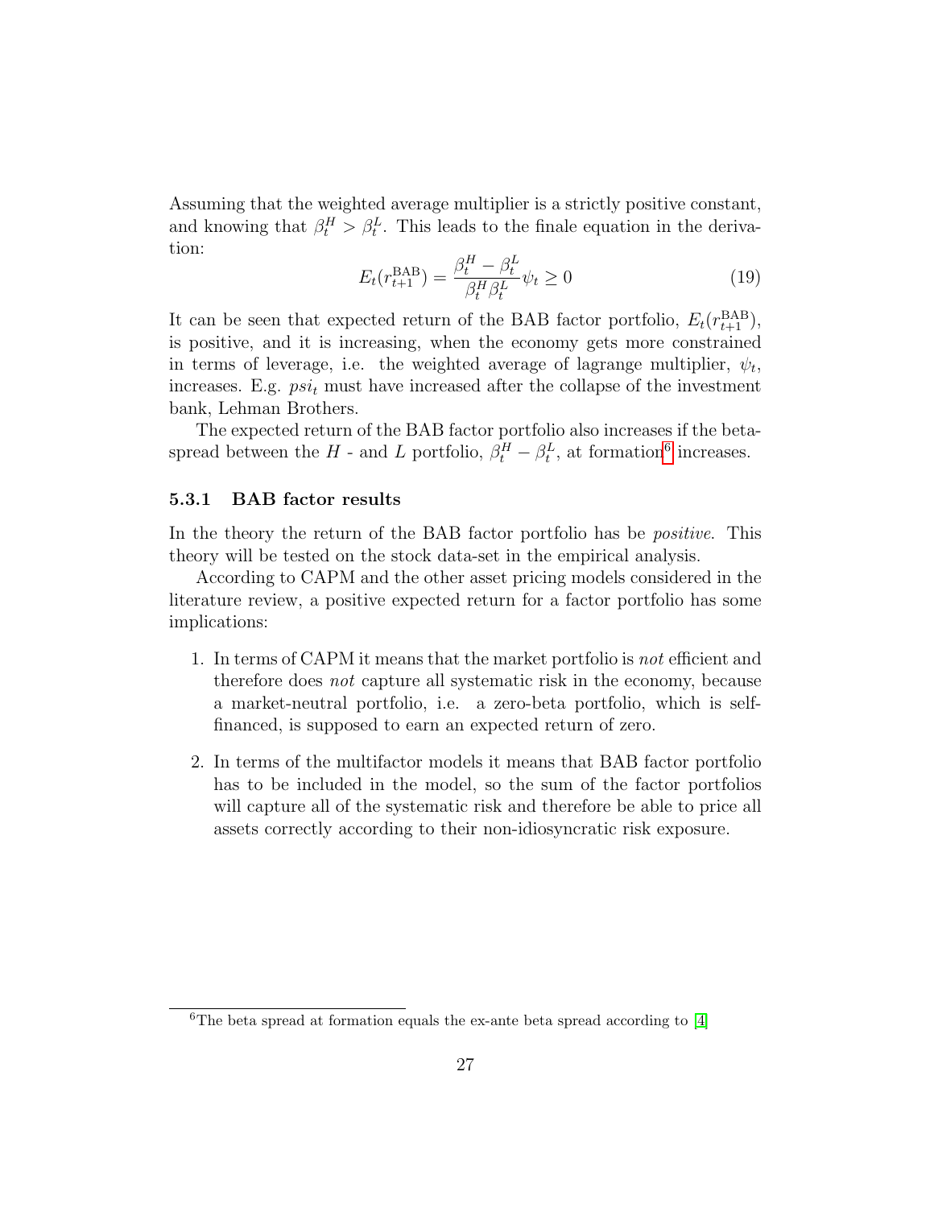Assuming that the weighted average multiplier is a strictly positive constant, and knowing that $\beta_t^H > \beta_t^L$. This leads to the finale equation in the derivation:

$$E_t(r_{t+1}^{\text{BAB}}) = \frac{\beta_t^H - \beta_t^L}{\beta_t^H \beta_t^L} \psi_t \geq 0 \tag{19}$$

It can be seen that expected return of the BAB factor portfolio, $E_t(r_{t+1}^{\text{BAB}})$, is positive, and it is increasing, when the economy gets more constrained in terms of leverage, i.e. the weighted average of lagrange multiplier, $\psi_t$, increases. E.g. $psi_t$ must have increased after the collapse of the investment bank, Lehman Brothers.

The expected return of the BAB factor portfolio also increases if the beta-spread between the $H$ - and $L$ portfolio, $\beta_t^H - \beta_t^L$, at formation[6] increases.

### 5.3.1 BAB factor results

In the theory the return of the BAB factor portfolio has be *positive*. This theory will be tested on the stock data-set in the empirical analysis.

According to CAPM and the other asset pricing models considered in the literature review, a positive expected return for a factor portfolio has some implications:

1. In terms of CAPM it means that the market portfolio is *not* efficient and therefore does *not* capture all systematic risk in the economy, because a market-neutral portfolio, i.e. a zero-beta portfolio, which is self-financed, is supposed to earn an expected return of zero.

2. In terms of the multifactor models it means that BAB factor portfolio has to be included in the model, so the sum of the factor portfolios will capture all of the systematic risk and therefore be able to price all assets correctly according to their non-idiosyncratic risk exposure.

[6] The beta spread at formation equals the ex-ante beta spread according to [4]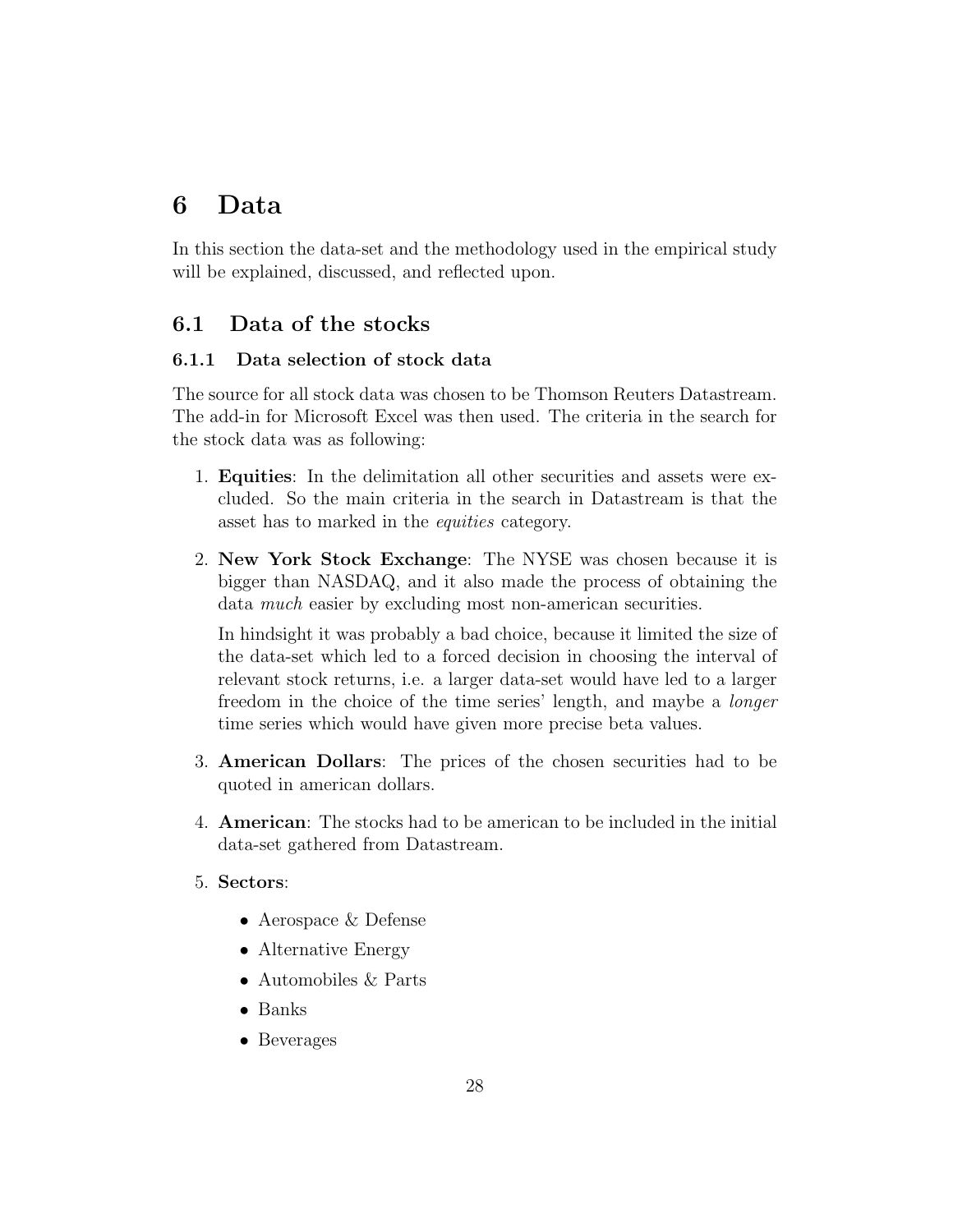# 6 Data

In this section the data-set and the methodology used in the empirical study will be explained, discussed, and reflected upon.

## 6.1 Data of the stocks

### 6.1.1 Data selection of stock data

The source for all stock data was chosen to be Thomson Reuters Datastream. The add-in for Microsoft Excel was then used. The criteria in the search for the stock data was as following:

1. **Equities**: In the delimitation all other securities and assets were excluded. So the main criteria in the search in Datastream is that the asset has to marked in the *equities* category.

2. **New York Stock Exchange**: The NYSE was chosen because it is bigger than NASDAQ, and it also made the process of obtaining the data *much* easier by excluding most non-american securities.

   In hindsight it was probably a bad choice, because it limited the size of the data-set which led to a forced decision in choosing the interval of relevant stock returns, i.e. a larger data-set would have led to a larger freedom in the choice of the time series' length, and maybe a *longer* time series which would have given more precise beta values.

3. **American Dollars**: The prices of the chosen securities had to be quoted in american dollars.

4. **American**: The stocks had to be american to be included in the initial data-set gathered from Datastream.

5. **Sectors**:

   - Aerospace & Defense
   - Alternative Energy
   - Automobiles & Parts
   - Banks
   - Beverages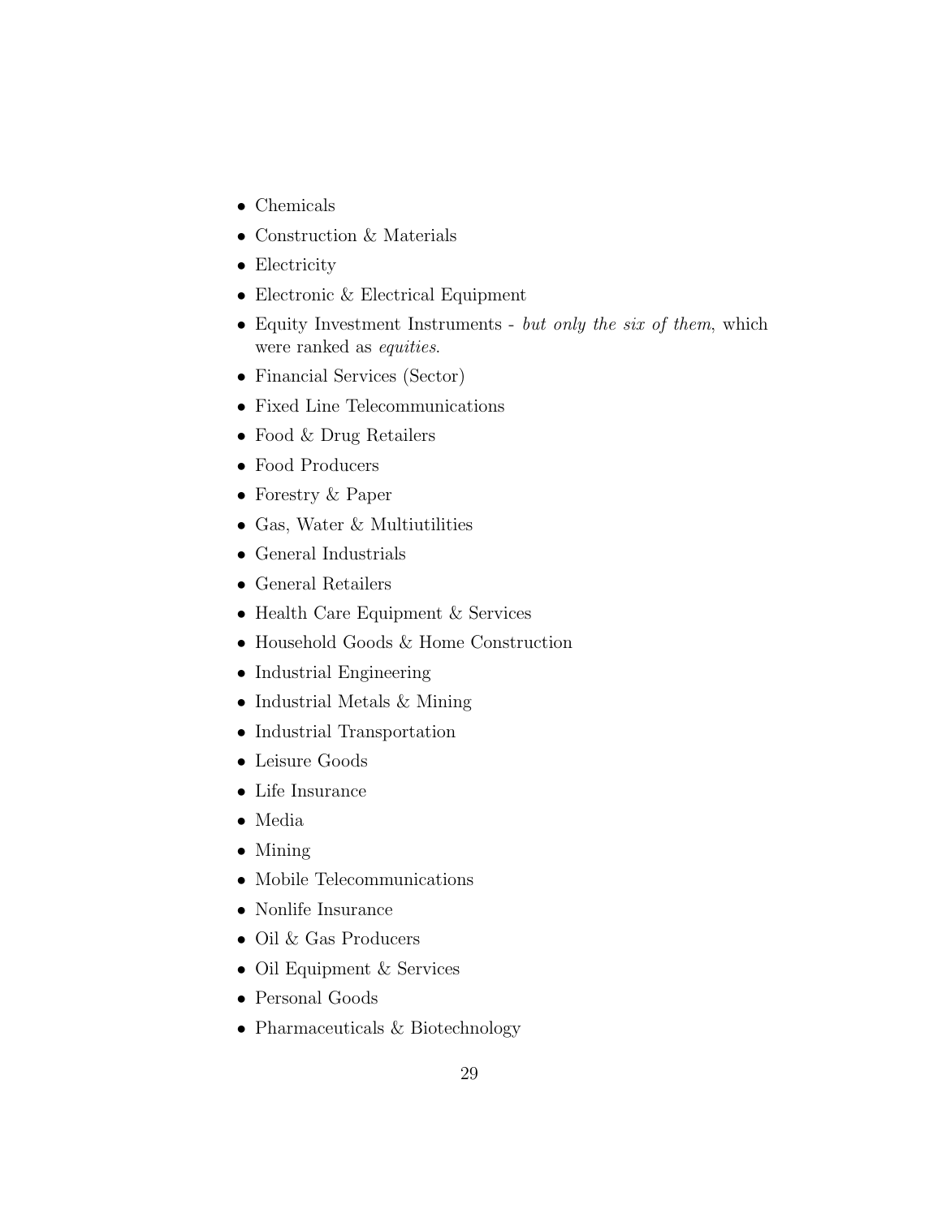- Chemicals
- Construction & Materials
- Electricity
- Electronic & Electrical Equipment
- Equity Investment Instruments - *but only the six of them*, which were ranked as *equities*.
- Financial Services (Sector)
- Fixed Line Telecommunications
- Food & Drug Retailers
- Food Producers
- Forestry & Paper
- Gas, Water & Multiutilities
- General Industrials
- General Retailers
- Health Care Equipment & Services
- Household Goods & Home Construction
- Industrial Engineering
- Industrial Metals & Mining
- Industrial Transportation
- Leisure Goods
- Life Insurance
- Media
- Mining
- Mobile Telecommunications
- Nonlife Insurance
- Oil & Gas Producers
- Oil Equipment & Services
- Personal Goods
- Pharmaceuticals & Biotechnology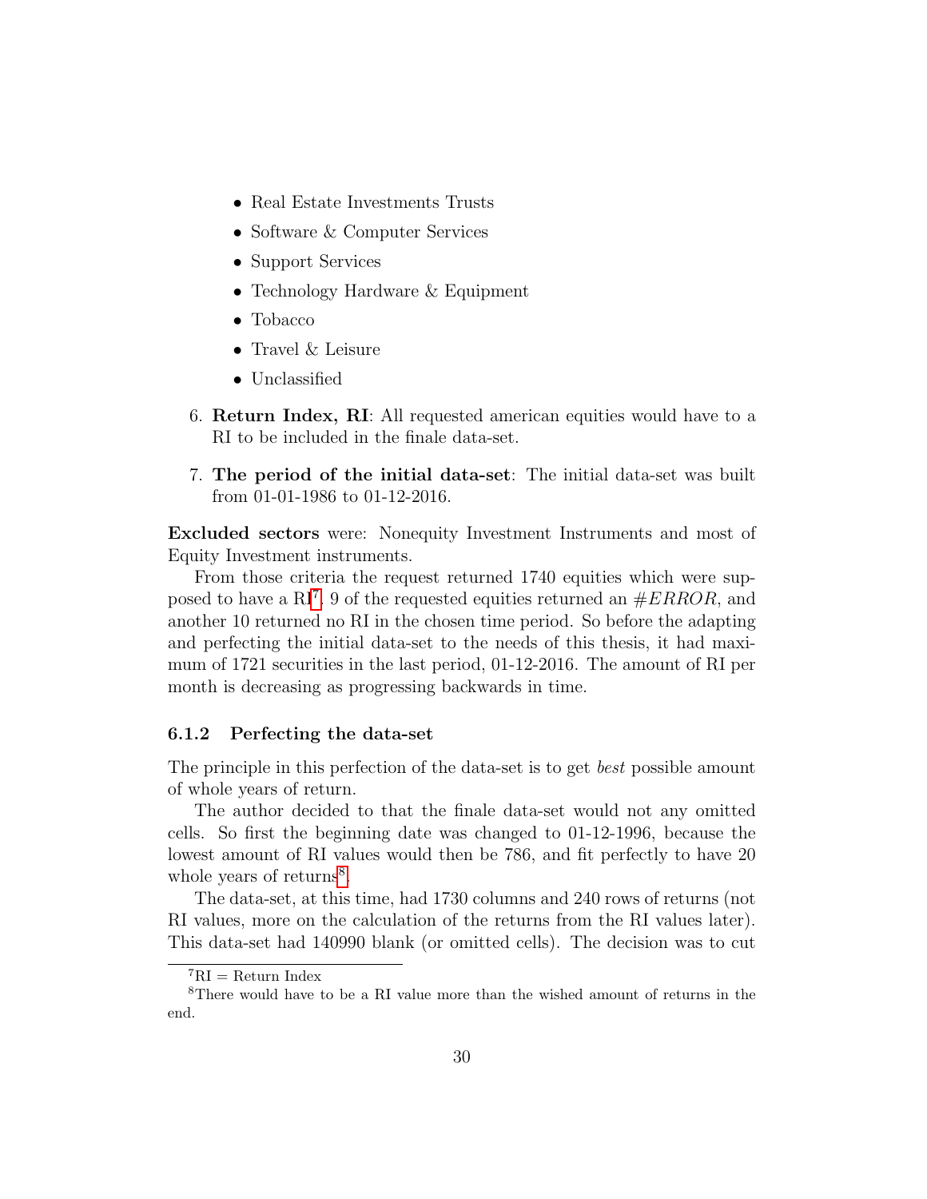- Real Estate Investments Trusts
- Software & Computer Services
- Support Services
- Technology Hardware & Equipment
- Tobacco
- Travel & Leisure
- Unclassified

6. **Return Index, RI**: All requested american equities would have to a RI to be included in the finale data-set.

7. **The period of the initial data-set**: The initial data-set was built from 01-01-1986 to 01-12-2016.

**Excluded sectors** were: Nonequity Investment Instruments and most of Equity Investment instruments.

From those criteria the request returned 1740 equities which were supposed to have a RI[7]. 9 of the requested equities returned an $\#ERROR$, and another 10 returned no RI in the chosen time period. So before the adapting and perfecting the initial data-set to the needs of this thesis, it had maximum of 1721 securities in the last period, 01-12-2016. The amount of RI per month is decreasing as progressing backwards in time.

### 6.1.2 Perfecting the data-set

The principle in this perfection of the data-set is to get *best* possible amount of whole years of return.

The author decided to that the finale data-set would not any omitted cells. So first the beginning date was changed to 01-12-1996, because the lowest amount of RI values would then be 786, and fit perfectly to have 20 whole years of returns[8].

The data-set, at this time, had 1730 columns and 240 rows of returns (not RI values, more on the calculation of the returns from the RI values later). This data-set had 140990 blank (or omitted cells). The decision was to cut

[7] RI = Return Index

[8] There would have to be a RI value more than the wished amount of returns in the end.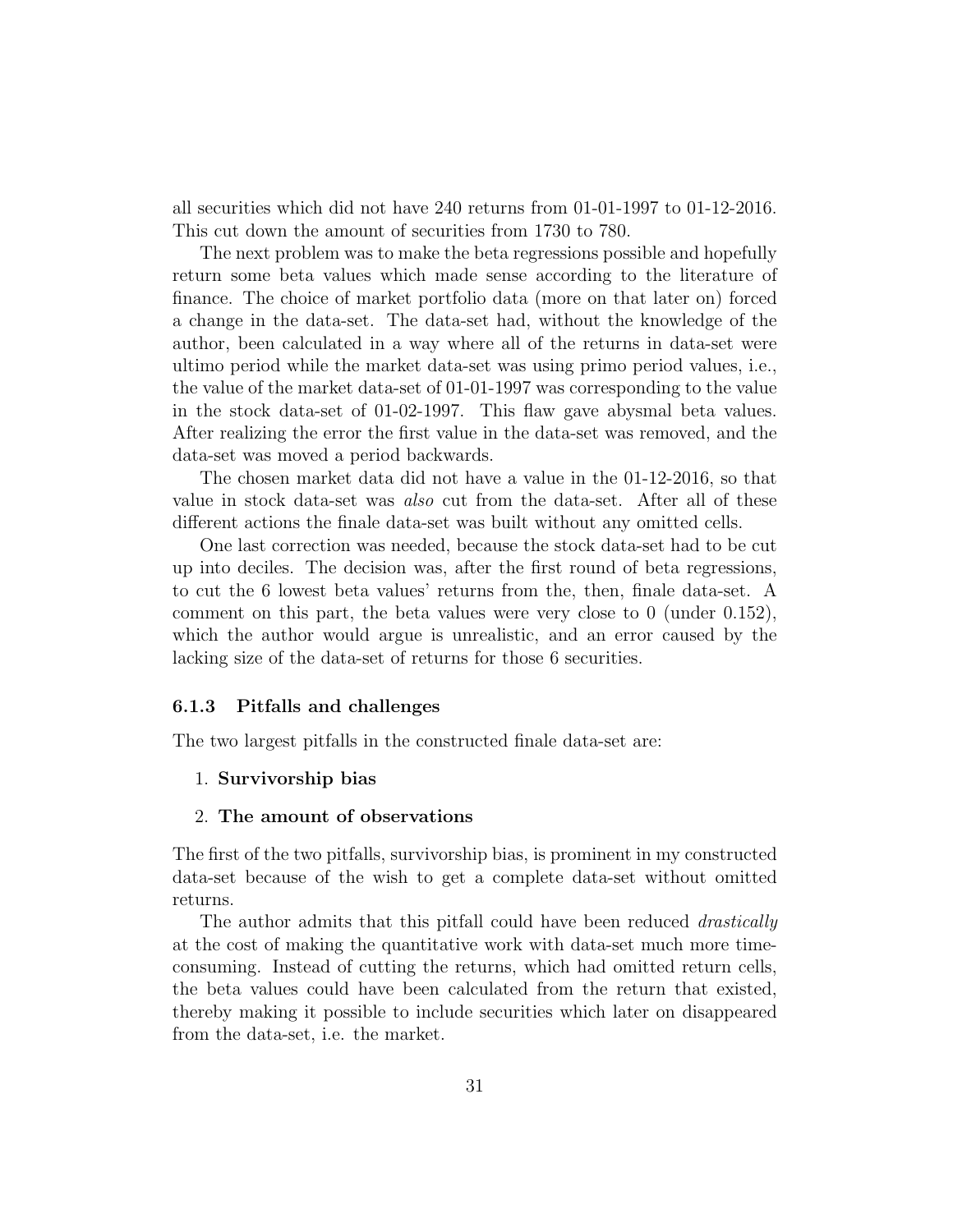all securities which did not have 240 returns from 01-01-1997 to 01-12-2016. This cut down the amount of securities from 1730 to 780.

The next problem was to make the beta regressions possible and hopefully return some beta values which made sense according to the literature of finance. The choice of market portfolio data (more on that later on) forced a change in the data-set. The data-set had, without the knowledge of the author, been calculated in a way where all of the returns in data-set were ultimo period while the market data-set was using primo period values, i.e., the value of the market data-set of 01-01-1997 was corresponding to the value in the stock data-set of 01-02-1997. This flaw gave abysmal beta values. After realizing the error the first value in the data-set was removed, and the data-set was moved a period backwards.

The chosen market data did not have a value in the 01-12-2016, so that value in stock data-set was *also* cut from the data-set. After all of these different actions the finale data-set was built without any omitted cells.

One last correction was needed, because the stock data-set had to be cut up into deciles. The decision was, after the first round of beta regressions, to cut the 6 lowest beta values' returns from the, then, finale data-set. A comment on this part, the beta values were very close to 0 (under 0.152), which the author would argue is unrealistic, and an error caused by the lacking size of the data-set of returns for those 6 securities.

### 6.1.3 Pitfalls and challenges

The two largest pitfalls in the constructed finale data-set are:

1. **Survivorship bias**
2. **The amount of observations**

The first of the two pitfalls, survivorship bias, is prominent in my constructed data-set because of the wish to get a complete data-set without omitted returns.

The author admits that this pitfall could have been reduced *drastically* at the cost of making the quantitative work with data-set much more time-consuming. Instead of cutting the returns, which had omitted return cells, the beta values could have been calculated from the return that existed, thereby making it possible to include securities which later on disappeared from the data-set, i.e. the market.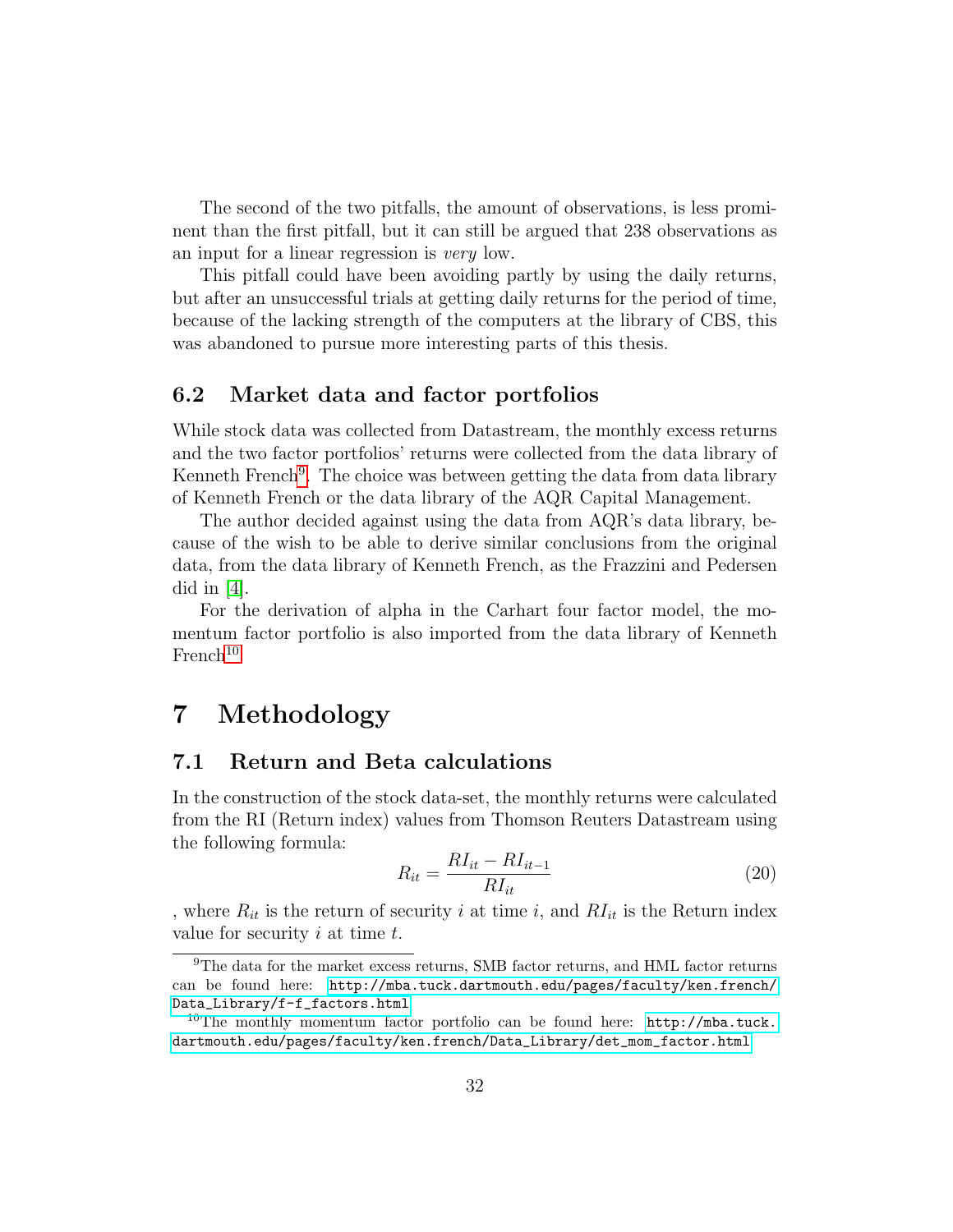The second of the two pitfalls, the amount of observations, is less prominent than the first pitfall, but it can still be argued that 238 observations as an input for a linear regression is *very* low.

This pitfall could have been avoiding partly by using the daily returns, but after an unsuccessful trials at getting daily returns for the period of time, because of the lacking strength of the computers at the library of CBS, this was abandoned to pursue more interesting parts of this thesis.

## 6.2 Market data and factor portfolios

While stock data was collected from Datastream, the monthly excess returns and the two factor portfolios' returns were collected from the data library of Kenneth French[9]. The choice was between getting the data from data library of Kenneth French or the data library of the AQR Capital Management.

The author decided against using the data from AQR's data library, because of the wish to be able to derive similar conclusions from the original data, from the data library of Kenneth French, as the Frazzini and Pedersen did in [4].

For the derivation of alpha in the Carhart four factor model, the momentum factor portfolio is also imported from the data library of Kenneth French[10]

# 7 Methodology

## 7.1 Return and Beta calculations

In the construction of the stock data-set, the monthly returns were calculated from the RI (Return index) values from Thomson Reuters Datastream using the following formula:

$$R_{it} = \frac{RI_{it} - RI_{it-1}}{RI_{it}} \tag{20}$$

, where $R_{it}$ is the return of security $i$ at time $i$, and $RI_{it}$ is the Return index value for security $i$ at time $t$.

---

[9] The data for the market excess returns, SMB factor returns, and HML factor returns can be found here: http://mba.tuck.dartmouth.edu/pages/faculty/ken.french/Data_Library/f-f_factors.html

[10] The monthly momentum factor portfolio can be found here: http://mba.tuck.dartmouth.edu/pages/faculty/ken.french/Data_Library/det_mom_factor.html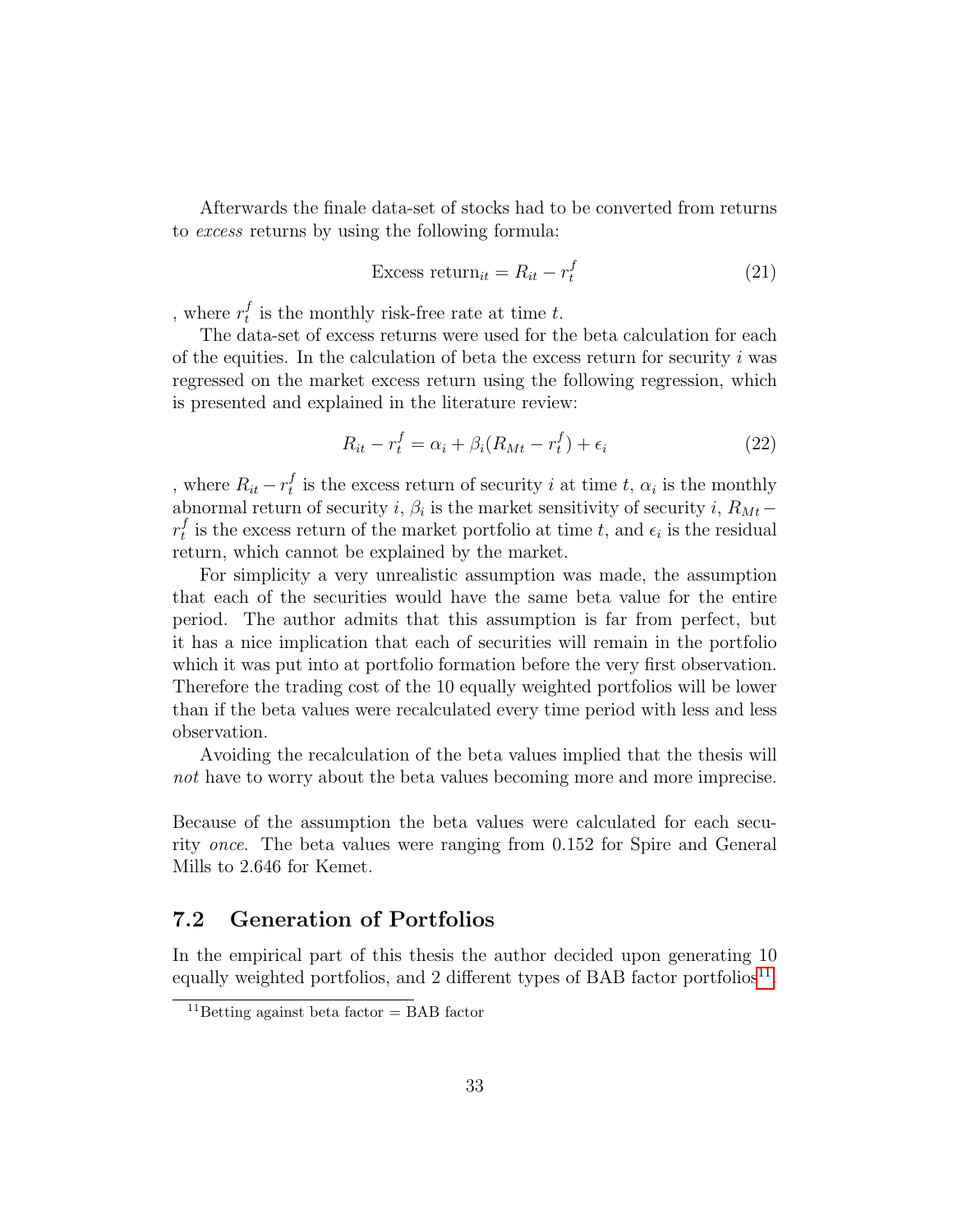Afterwards the finale data-set of stocks had to be converted from returns to *excess* returns by using the following formula:

$$\text{Excess return}_{it} = R_{it} - r_t^f \tag{21}$$

, where $r_t^f$ is the monthly risk-free rate at time $t$.

The data-set of excess returns were used for the beta calculation for each of the equities. In the calculation of beta the excess return for security $i$ was regressed on the market excess return using the following regression, which is presented and explained in the literature review:

$$R_{it} - r_t^f = \alpha_i + \beta_i(R_{Mt} - r_t^f) + \epsilon_i \tag{22}$$

, where $R_{it} - r_t^f$ is the excess return of security $i$ at time $t$, $\alpha_i$ is the monthly abnormal return of security $i$, $\beta_i$ is the market sensitivity of security $i$, $R_{Mt} - r_t^f$ is the excess return of the market portfolio at time $t$, and $\epsilon_i$ is the residual return, which cannot be explained by the market.

For simplicity a very unrealistic assumption was made, the assumption that each of the securities would have the same beta value for the entire period. The author admits that this assumption is far from perfect, but it has a nice implication that each of securities will remain in the portfolio which it was put into at portfolio formation before the very first observation. Therefore the trading cost of the 10 equally weighted portfolios will be lower than if the beta values were recalculated every time period with less and less observation.

Avoiding the recalculation of the beta values implied that the thesis will *not* have to worry about the beta values becoming more and more imprecise.

Because of the assumption the beta values were calculated for each security *once*. The beta values were ranging from 0.152 for Spire and General Mills to 2.646 for Kemet.

## 7.2 Generation of Portfolios

In the empirical part of this thesis the author decided upon generating 10 equally weighted portfolios, and 2 different types of BAB factor portfolios[11].

[11] Betting against beta factor = BAB factor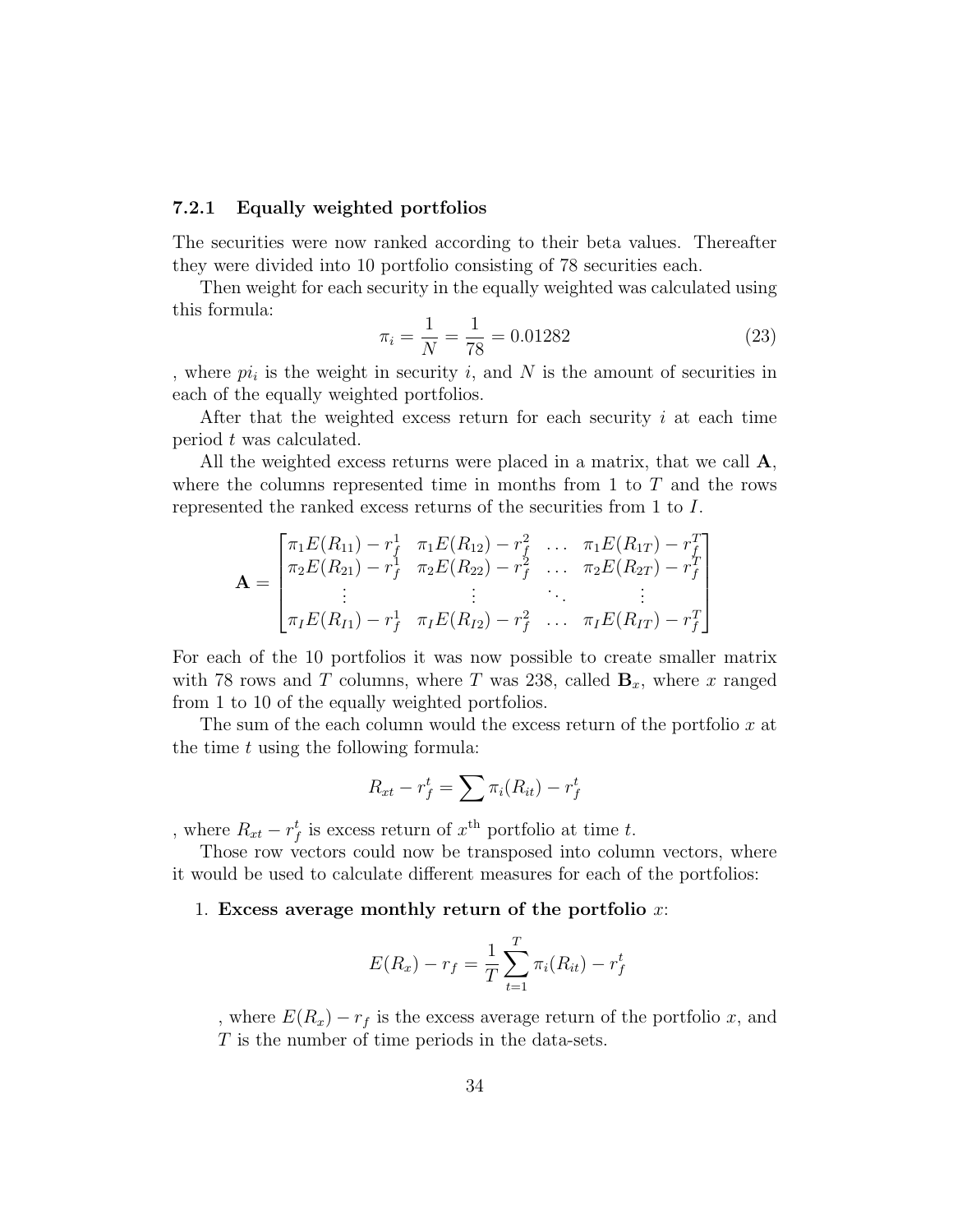### 7.2.1 Equally weighted portfolios

The securities were now ranked according to their beta values. Thereafter they were divided into 10 portfolio consisting of 78 securities each.

Then weight for each security in the equally weighted was calculated using this formula:

$$\pi_i = \frac{1}{N} = \frac{1}{78} = 0.01282 \tag{23}$$

, where $pi_i$ is the weight in security $i$, and $N$ is the amount of securities in each of the equally weighted portfolios.

After that the weighted excess return for each security $i$ at each time period $t$ was calculated.

All the weighted excess returns were placed in a matrix, that we call $\mathbf{A}$, where the columns represented time in months from 1 to $T$ and the rows represented the ranked excess returns of the securities from 1 to $I$.

$$\mathbf{A} = \begin{bmatrix} \pi_1 E(R_{11}) - r_f^1 & \pi_1 E(R_{12}) - r_f^2 & \dots & \pi_1 E(R_{1T}) - r_f^T \\ \pi_2 E(R_{21}) - r_f^1 & \pi_2 E(R_{22}) - r_f^2 & \dots & \pi_2 E(R_{2T}) - r_f^T \\ \vdots & \vdots & \ddots & \vdots \\ \pi_I E(R_{I1}) - r_f^1 & \pi_I E(R_{I2}) - r_f^2 & \dots & \pi_I E(R_{IT}) - r_f^T \end{bmatrix}$$

For each of the 10 portfolios it was now possible to create smaller matrix with 78 rows and $T$ columns, where $T$ was 238, called $\mathbf{B}_x$, where $x$ ranged from 1 to 10 of the equally weighted portfolios.

The sum of the each column would the excess return of the portfolio $x$ at the time $t$ using the following formula:

$$R_{xt} - r_f^t = \sum \pi_i (R_{it}) - r_f^t$$

, where $R_{xt} - r_f^t$ is excess return of $x^{\text{th}}$ portfolio at time $t$.

Those row vectors could now be transposed into column vectors, where it would be used to calculate different measures for each of the portfolios:

1. **Excess average monthly return of the portfolio** $x$:

$$E(R_x) - r_f = \frac{1}{T} \sum_{t=1}^{T} \pi_i (R_{it}) - r_f^t$$

   , where $E(R_x) - r_f$ is the excess average return of the portfolio $x$, and $T$ is the number of time periods in the data-sets.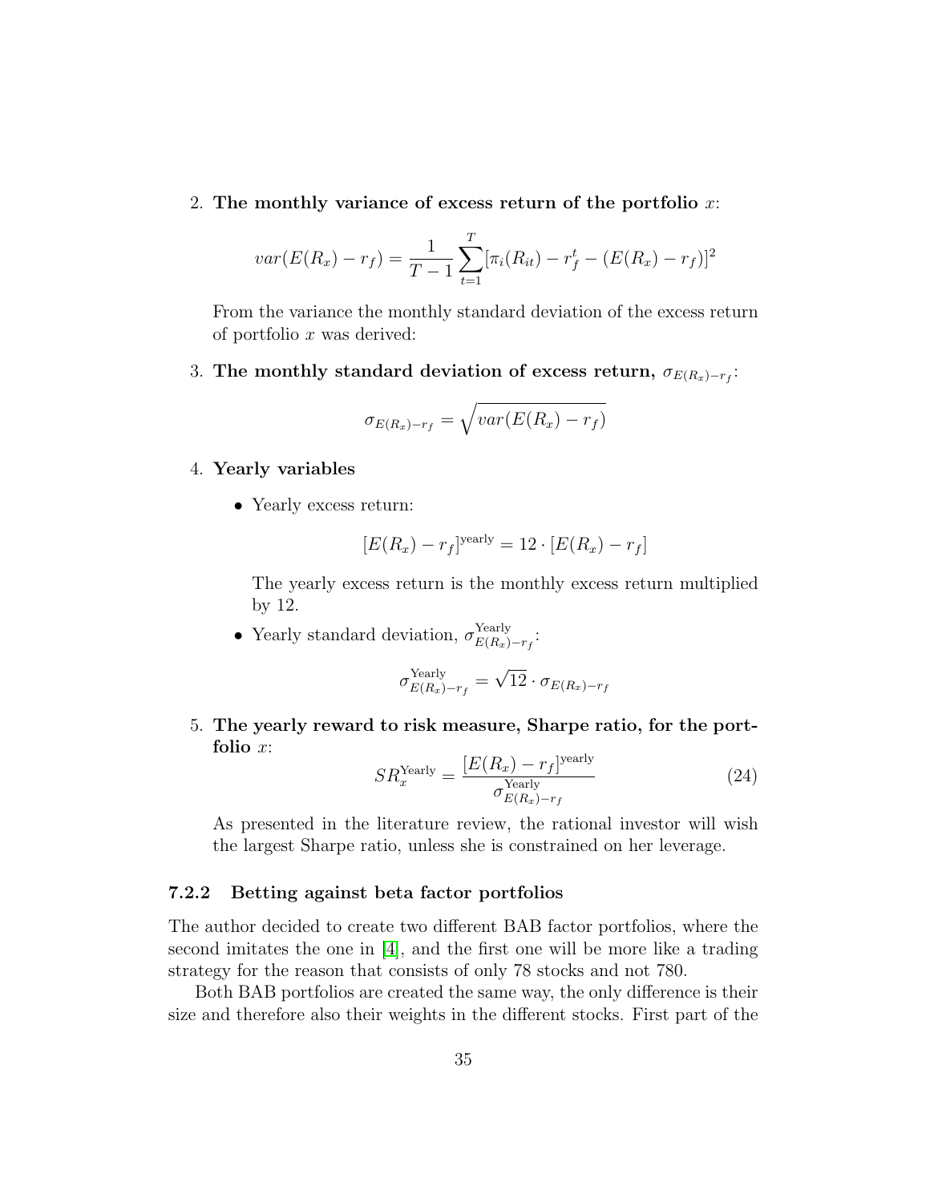2. **The monthly variance of excess return of the portfolio $x$:**

$$var(E(R_x) - r_f) = \frac{1}{T-1} \sum_{t=1}^{T} [\pi_i(R_{it}) - r_f^t - (E(R_x) - r_f)]^2$$

   From the variance the monthly standard deviation of the excess return of portfolio $x$ was derived:

3. **The monthly standard deviation of excess return, $\sigma_{E(R_x)-r_f}$:**

$$\sigma_{E(R_x)-r_f} = \sqrt{var(E(R_x) - r_f)}$$

4. **Yearly variables**

   - Yearly excess return:

$$[E(R_x) - r_f]^{\text{yearly}} = 12 \cdot [E(R_x) - r_f]$$

     The yearly excess return is the monthly excess return multiplied by 12.

   - Yearly standard deviation, $\sigma_{E(R_x)-r_f}^{\text{Yearly}}$:

$$\sigma_{E(R_x)-r_f}^{\text{Yearly}} = \sqrt{12} \cdot \sigma_{E(R_x)-r_f}$$

5. **The yearly reward to risk measure, Sharpe ratio, for the portfolio $x$:**

$$SR_x^{\text{Yearly}} = \frac{[E(R_x) - r_f]^{\text{yearly}}}{\sigma_{E(R_x)-r_f}^{\text{Yearly}}} \tag{24}$$

   As presented in the literature review, the rational investor will wish the largest Sharpe ratio, unless she is constrained on her leverage.

### 7.2.2 Betting against beta factor portfolios

The author decided to create two different BAB factor portfolios, where the second imitates the one in [4], and the first one will be more like a trading strategy for the reason that consists of only 78 stocks and not 780.

Both BAB portfolios are created the same way, the only difference is their size and therefore also their weights in the different stocks. First part of the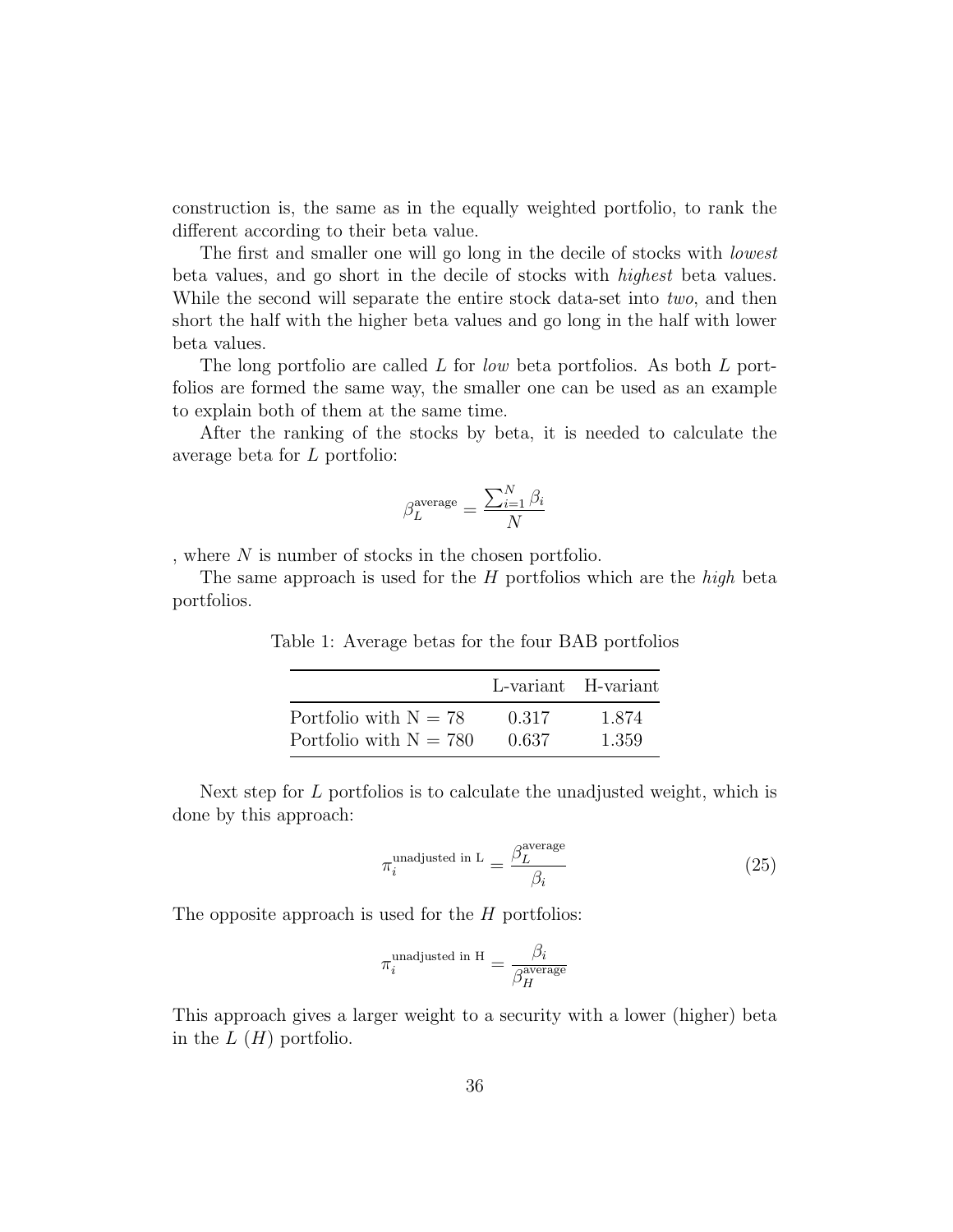construction is, the same as in the equally weighted portfolio, to rank the different according to their beta value.

The first and smaller one will go long in the decile of stocks with *lowest* beta values, and go short in the decile of stocks with *highest* beta values. While the second will separate the entire stock data-set into *two*, and then short the half with the higher beta values and go long in the half with lower beta values.

The long portfolio are called $L$ for *low* beta portfolios. As both $L$ portfolios are formed the same way, the smaller one can be used as an example to explain both of them at the same time.

After the ranking of the stocks by beta, it is needed to calculate the average beta for $L$ portfolio:

$$\beta_L^{\text{average}} = \frac{\sum_{i=1}^{N} \beta_i}{N}$$

, where $N$ is number of stocks in the chosen portfolio.

The same approach is used for the $H$ portfolios which are the *high* beta portfolios.

Table 1: Average betas for the four BAB portfolios

| | L-variant | H-variant |
|---|---|---|
| Portfolio with N = 78 | 0.317 | 1.874 |
| Portfolio with N = 780 | 0.637 | 1.359 |

Next step for $L$ portfolios is to calculate the unadjusted weight, which is done by this approach:

$$\pi_i^{\text{unadjusted in L}} = \frac{\beta_L^{\text{average}}}{\beta_i} \tag{25}$$

The opposite approach is used for the $H$ portfolios:

$$\pi_i^{\text{unadjusted in H}} = \frac{\beta_i}{\beta_H^{\text{average}}}$$

This approach gives a larger weight to a security with a lower (higher) beta in the $L$ ($H$) portfolio.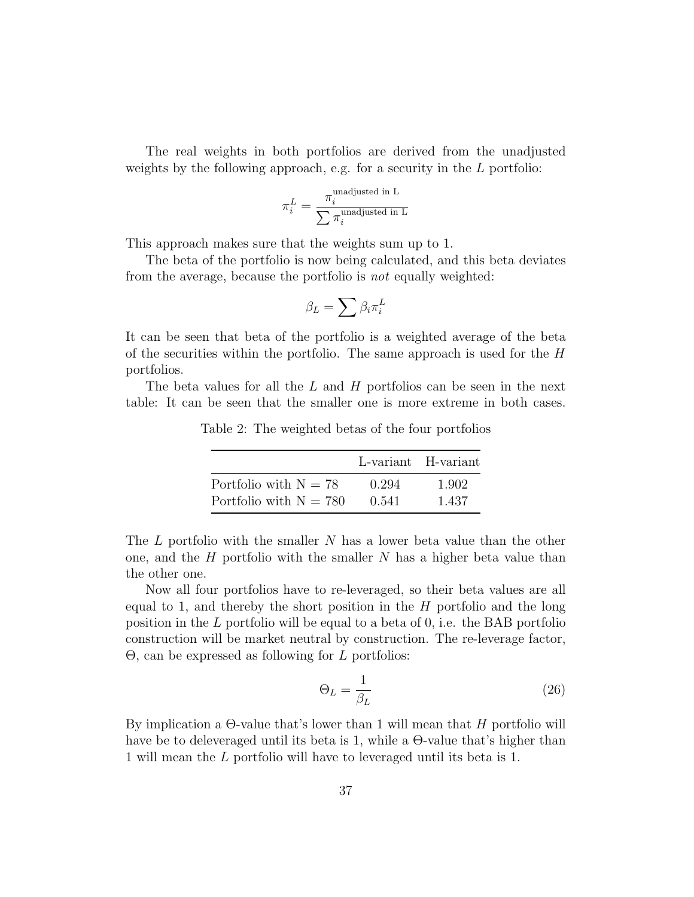The real weights in both portfolios are derived from the unadjusted weights by the following approach, e.g. for a security in the $L$ portfolio:

$$\pi_i^L = \frac{\pi_i^{\text{unadjusted in L}}}{\sum \pi_i^{\text{unadjusted in L}}}$$

This approach makes sure that the weights sum up to 1.

The beta of the portfolio is now being calculated, and this beta deviates from the average, because the portfolio is *not* equally weighted:

$$\beta_L = \sum \beta_i \pi_i^L$$

It can be seen that beta of the portfolio is a weighted average of the beta of the securities within the portfolio. The same approach is used for the $H$ portfolios.

The beta values for all the $L$ and $H$ portfolios can be seen in the next table: It can be seen that the smaller one is more extreme in both cases.

Table 2: The weighted betas of the four portfolios

| | L-variant | H-variant |
|---|---|---|
| Portfolio with N = 78 | 0.294 | 1.902 |
| Portfolio with N = 780 | 0.541 | 1.437 |

The $L$ portfolio with the smaller $N$ has a lower beta value than the other one, and the $H$ portfolio with the smaller $N$ has a higher beta value than the other one.

Now all four portfolios have to re-leveraged, so their beta values are all equal to 1, and thereby the short position in the $H$ portfolio and the long position in the $L$ portfolio will be equal to a beta of 0, i.e. the BAB portfolio construction will be market neutral by construction. The re-leverage factor, $\Theta$, can be expressed as following for $L$ portfolios:

$$\Theta_L = \frac{1}{\beta_L} \tag{26}$$

By implication a $\Theta$-value that's lower than 1 will mean that $H$ portfolio will have be to deleveraged until its beta is 1, while a $\Theta$-value that's higher than 1 will mean the $L$ portfolio will have to leveraged until its beta is 1.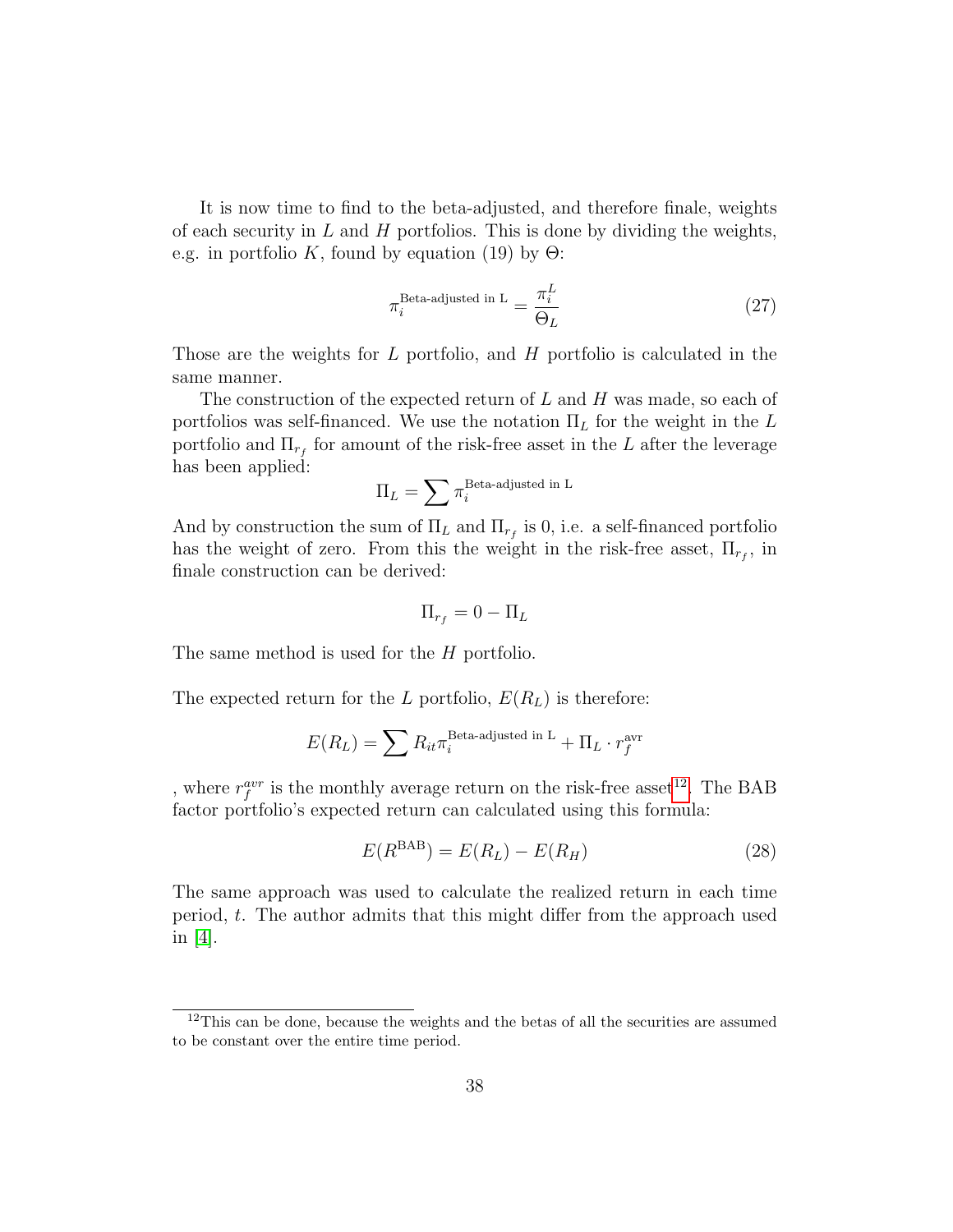It is now time to find to the beta-adjusted, and therefore finale, weights of each security in $L$ and $H$ portfolios. This is done by dividing the weights, e.g. in portfolio $K$, found by equation (19) by $\Theta$:

$$\pi_i^{\text{Beta-adjusted in L}} = \frac{\pi_i^L}{\Theta_L} \tag{27}$$

Those are the weights for $L$ portfolio, and $H$ portfolio is calculated in the same manner.

The construction of the expected return of $L$ and $H$ was made, so each of portfolios was self-financed. We use the notation $\Pi_L$ for the weight in the $L$ portfolio and $\Pi_{r_f}$ for amount of the risk-free asset in the $L$ after the leverage has been applied:

$$\Pi_L = \sum \pi_i^{\text{Beta-adjusted in L}}$$

And by construction the sum of $\Pi_L$ and $\Pi_{r_f}$ is 0, i.e. a self-financed portfolio has the weight of zero. From this the weight in the risk-free asset, $\Pi_{r_f}$, in finale construction can be derived:

$$\Pi_{r_f} = 0 - \Pi_L$$

The same method is used for the $H$ portfolio.

The expected return for the $L$ portfolio, $E(R_L)$ is therefore:

$$E(R_L) = \sum R_{it} \pi_i^{\text{Beta-adjusted in L}} + \Pi_L \cdot r_f^{\text{avr}}$$

, where $r_f^{avr}$ is the monthly average return on the risk-free asset[12]. The BAB factor portfolio's expected return can calculated using this formula:

$$E(R^{\text{BAB}}) = E(R_L) - E(R_H) \tag{28}$$

The same approach was used to calculate the realized return in each time period, $t$. The author admits that this might differ from the approach used in [4].

[12]This can be done, because the weights and the betas of all the securities are assumed to be constant over the entire time period.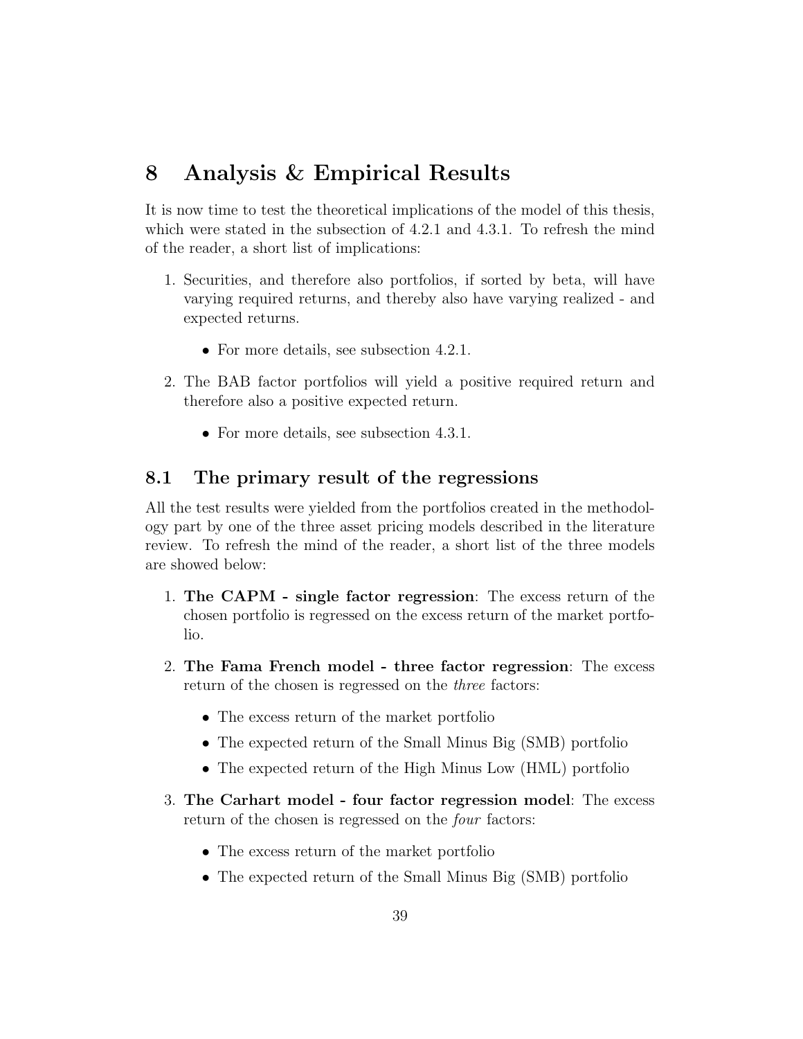# 8 Analysis & Empirical Results

It is now time to test the theoretical implications of the model of this thesis, which were stated in the subsection of 4.2.1 and 4.3.1. To refresh the mind of the reader, a short list of implications:

1. Securities, and therefore also portfolios, if sorted by beta, will have varying required returns, and thereby also have varying realized - and expected returns.
   - For more details, see subsection 4.2.1.
2. The BAB factor portfolios will yield a positive required return and therefore also a positive expected return.
   - For more details, see subsection 4.3.1.

## 8.1 The primary result of the regressions

All the test results were yielded from the portfolios created in the methodology part by one of the three asset pricing models described in the literature review. To refresh the mind of the reader, a short list of the three models are showed below:

1. **The CAPM - single factor regression**: The excess return of the chosen portfolio is regressed on the excess return of the market portfolio.
2. **The Fama French model - three factor regression**: The excess return of the chosen is regressed on the *three* factors:
   - The excess return of the market portfolio
   - The expected return of the Small Minus Big (SMB) portfolio
   - The expected return of the High Minus Low (HML) portfolio
3. **The Carhart model - four factor regression model**: The excess return of the chosen is regressed on the *four* factors:
   - The excess return of the market portfolio
   - The expected return of the Small Minus Big (SMB) portfolio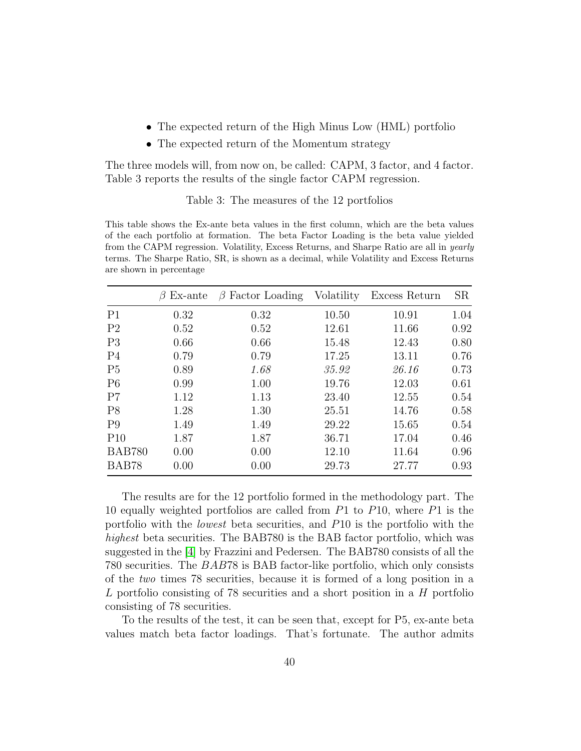- The expected return of the High Minus Low (HML) portfolio
- The expected return of the Momentum strategy

The three models will, from now on, be called: CAPM, 3 factor, and 4 factor. Table 3 reports the results of the single factor CAPM regression.

Table 3: The measures of the 12 portfolios

This table shows the Ex-ante beta values in the first column, which are the beta values of the each portfolio at formation. The beta Factor Loading is the beta value yielded from the CAPM regression. Volatility, Excess Returns, and Sharpe Ratio are all in *yearly* terms. The Sharpe Ratio, SR, is shown as a decimal, while Volatility and Excess Returns are shown in percentage

| | $\beta$ Ex-ante | $\beta$ Factor Loading | Volatility | Excess Return | SR |
|---|---|---|---|---|---|
| P1 | 0.32 | 0.32 | 10.50 | 10.91 | 1.04 |
| P2 | 0.52 | 0.52 | 12.61 | 11.66 | 0.92 |
| P3 | 0.66 | 0.66 | 15.48 | 12.43 | 0.80 |
| P4 | 0.79 | 0.79 | 17.25 | 13.11 | 0.76 |
| P5 | 0.89 | *1.68* | *35.92* | *26.16* | 0.73 |
| P6 | 0.99 | 1.00 | 19.76 | 12.03 | 0.61 |
| P7 | 1.12 | 1.13 | 23.40 | 12.55 | 0.54 |
| P8 | 1.28 | 1.30 | 25.51 | 14.76 | 0.58 |
| P9 | 1.49 | 1.49 | 29.22 | 15.65 | 0.54 |
| P10 | 1.87 | 1.87 | 36.71 | 17.04 | 0.46 |
| BAB780 | 0.00 | 0.00 | 12.10 | 11.64 | 0.96 |
| BAB78 | 0.00 | 0.00 | 29.73 | 27.77 | 0.93 |

The results are for the 12 portfolio formed in the methodology part. The 10 equally weighted portfolios are called from $P1$ to $P10$, where $P1$ is the portfolio with the *lowest* beta securities, and $P10$ is the portfolio with the *highest* beta securities. The BAB780 is the BAB factor portfolio, which was suggested in the [4] by Frazzini and Pedersen. The BAB780 consists of all the 780 securities. The $BAB78$ is BAB factor-like portfolio, which only consists of the *two* times 78 securities, because it is formed of a long position in a $L$ portfolio consisting of 78 securities and a short position in a $H$ portfolio consisting of 78 securities.

To the results of the test, it can be seen that, except for P5, ex-ante beta values match beta factor loadings. That's fortunate. The author admits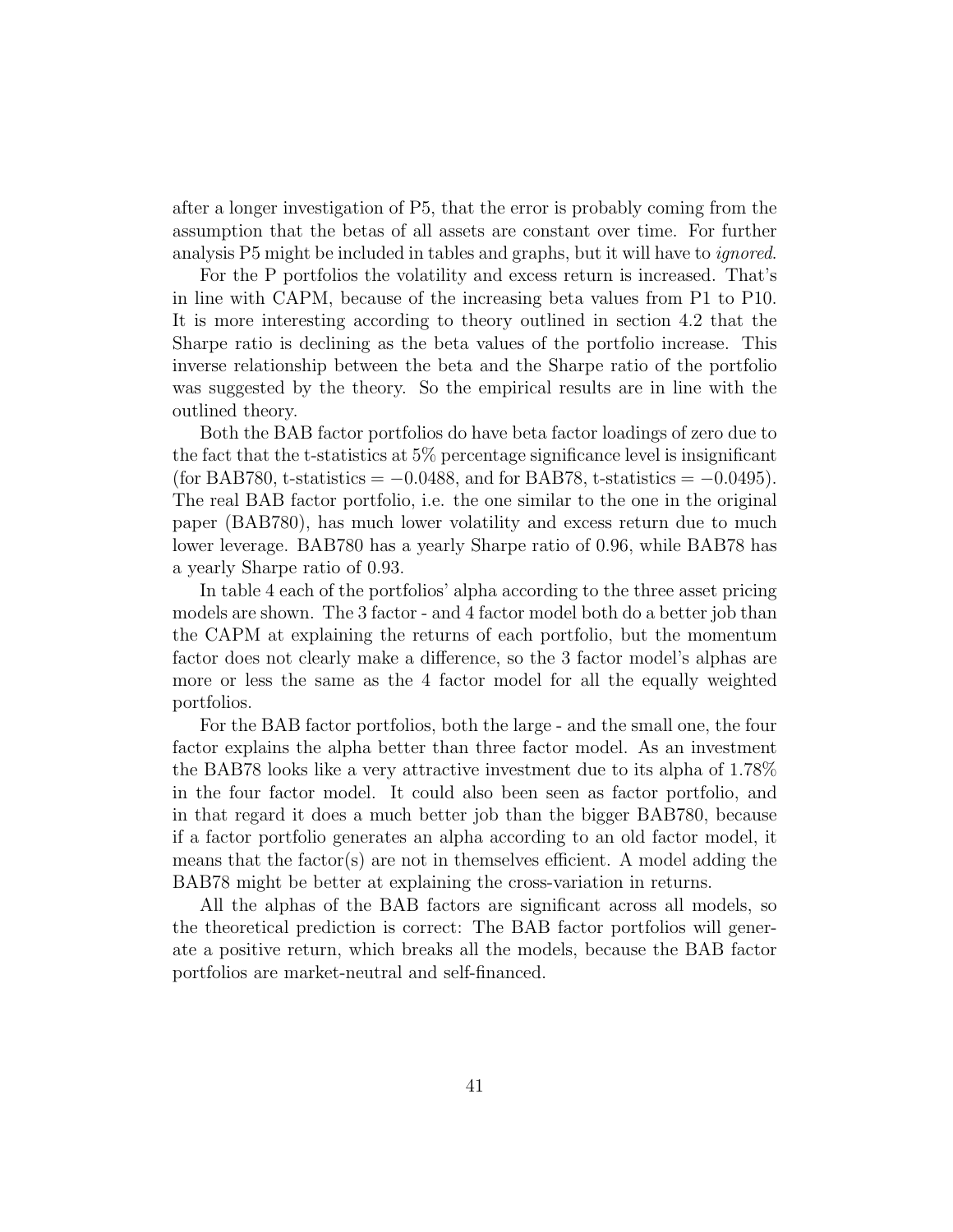after a longer investigation of P5, that the error is probably coming from the assumption that the betas of all assets are constant over time. For further analysis P5 might be included in tables and graphs, but it will have to *ignored*.

For the P portfolios the volatility and excess return is increased. That's in line with CAPM, because of the increasing beta values from P1 to P10. It is more interesting according to theory outlined in section 4.2 that the Sharpe ratio is declining as the beta values of the portfolio increase. This inverse relationship between the beta and the Sharpe ratio of the portfolio was suggested by the theory. So the empirical results are in line with the outlined theory.

Both the BAB factor portfolios do have beta factor loadings of zero due to the fact that the t-statistics at 5% percentage significance level is insignificant (for BAB780, t-statistics = $-0.0488$, and for BAB78, t-statistics = $-0.0495$). The real BAB factor portfolio, i.e. the one similar to the one in the original paper (BAB780), has much lower volatility and excess return due to much lower leverage. BAB780 has a yearly Sharpe ratio of 0.96, while BAB78 has a yearly Sharpe ratio of 0.93.

In table 4 each of the portfolios' alpha according to the three asset pricing models are shown. The 3 factor - and 4 factor model both do a better job than the CAPM at explaining the returns of each portfolio, but the momentum factor does not clearly make a difference, so the 3 factor model's alphas are more or less the same as the 4 factor model for all the equally weighted portfolios.

For the BAB factor portfolios, both the large - and the small one, the four factor explains the alpha better than three factor model. As an investment the BAB78 looks like a very attractive investment due to its alpha of 1.78% in the four factor model. It could also been seen as factor portfolio, and in that regard it does a much better job than the bigger BAB780, because if a factor portfolio generates an alpha according to an old factor model, it means that the factor(s) are not in themselves efficient. A model adding the BAB78 might be better at explaining the cross-variation in returns.

All the alphas of the BAB factors are significant across all models, so the theoretical prediction is correct: The BAB factor portfolios will generate a positive return, which breaks all the models, because the BAB factor portfolios are market-neutral and self-financed.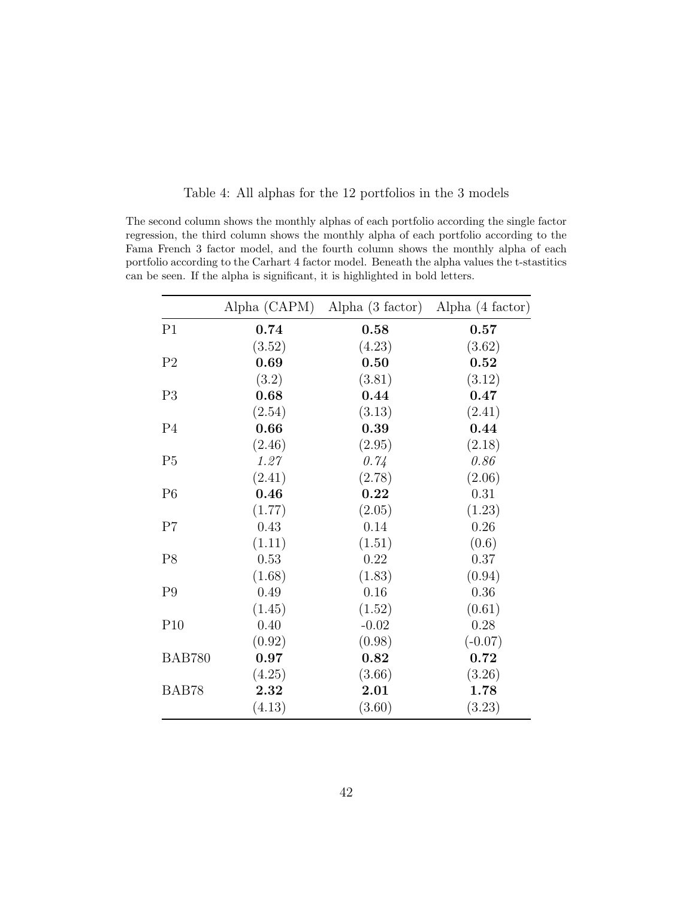Table 4: All alphas for the 12 portfolios in the 3 models

The second column shows the monthly alphas of each portfolio according the single factor regression, the third column shows the monthly alpha of each portfolio according to the Fama French 3 factor model, and the fourth column shows the monthly alpha of each portfolio according to the Carhart 4 factor model. Beneath the alpha values the t-stastitics can be seen. If the alpha is significant, it is highlighted in bold letters.

| | Alpha (CAPM) | Alpha (3 factor) | Alpha (4 factor) |
|---|---|---|---|
| P1 | **0.74** | **0.58** | **0.57** |
| | (3.52) | (4.23) | (3.62) |
| P2 | **0.69** | **0.50** | **0.52** |
| | (3.2) | (3.81) | (3.12) |
| P3 | **0.68** | **0.44** | **0.47** |
| | (2.54) | (3.13) | (2.41) |
| P4 | **0.66** | **0.39** | **0.44** |
| | (2.46) | (2.95) | (2.18) |
| P5 | *1.27* | *0.74* | *0.86* |
| | (2.41) | (2.78) | (2.06) |
| P6 | **0.46** | **0.22** | 0.31 |
| | (1.77) | (2.05) | (1.23) |
| P7 | 0.43 | 0.14 | 0.26 |
| | (1.11) | (1.51) | (0.6) |
| P8 | 0.53 | 0.22 | 0.37 |
| | (1.68) | (1.83) | (0.94) |
| P9 | 0.49 | 0.16 | 0.36 |
| | (1.45) | (1.52) | (0.61) |
| P10 | 0.40 | -0.02 | 0.28 |
| | (0.92) | (0.98) | (-0.07) |
| BAB780 | **0.97** | **0.82** | **0.72** |
| | (4.25) | (3.66) | (3.26) |
| BAB78 | **2.32** | **2.01** | **1.78** |
| | (4.13) | (3.60) | (3.23) |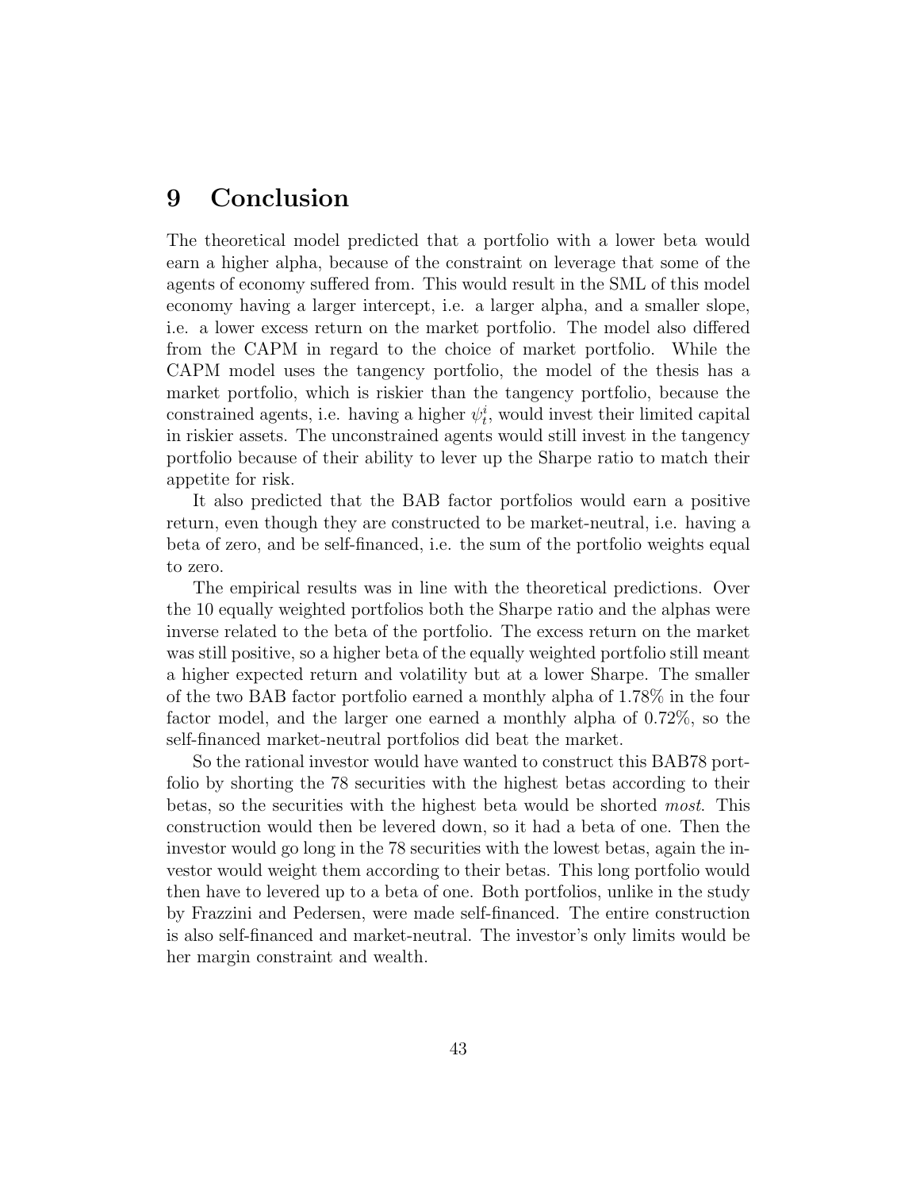# 9 Conclusion

The theoretical model predicted that a portfolio with a lower beta would earn a higher alpha, because of the constraint on leverage that some of the agents of economy suffered from. This would result in the SML of this model economy having a larger intercept, i.e. a larger alpha, and a smaller slope, i.e. a lower excess return on the market portfolio. The model also differed from the CAPM in regard to the choice of market portfolio. While the CAPM model uses the tangency portfolio, the model of the thesis has a market portfolio, which is riskier than the tangency portfolio, because the constrained agents, i.e. having a higher $\psi_t^i$, would invest their limited capital in riskier assets. The unconstrained agents would still invest in the tangency portfolio because of their ability to lever up the Sharpe ratio to match their appetite for risk.

It also predicted that the BAB factor portfolios would earn a positive return, even though they are constructed to be market-neutral, i.e. having a beta of zero, and be self-financed, i.e. the sum of the portfolio weights equal to zero.

The empirical results was in line with the theoretical predictions. Over the 10 equally weighted portfolios both the Sharpe ratio and the alphas were inverse related to the beta of the portfolio. The excess return on the market was still positive, so a higher beta of the equally weighted portfolio still meant a higher expected return and volatility but at a lower Sharpe. The smaller of the two BAB factor portfolio earned a monthly alpha of 1.78% in the four factor model, and the larger one earned a monthly alpha of 0.72%, so the self-financed market-neutral portfolios did beat the market.

So the rational investor would have wanted to construct this BAB78 portfolio by shorting the 78 securities with the highest betas according to their betas, so the securities with the highest beta would be shorted *most*. This construction would then be levered down, so it had a beta of one. Then the investor would go long in the 78 securities with the lowest betas, again the investor would weight them according to their betas. This long portfolio would then have to levered up to a beta of one. Both portfolios, unlike in the study by Frazzini and Pedersen, were made self-financed. The entire construction is also self-financed and market-neutral. The investor's only limits would be her margin constraint and wealth.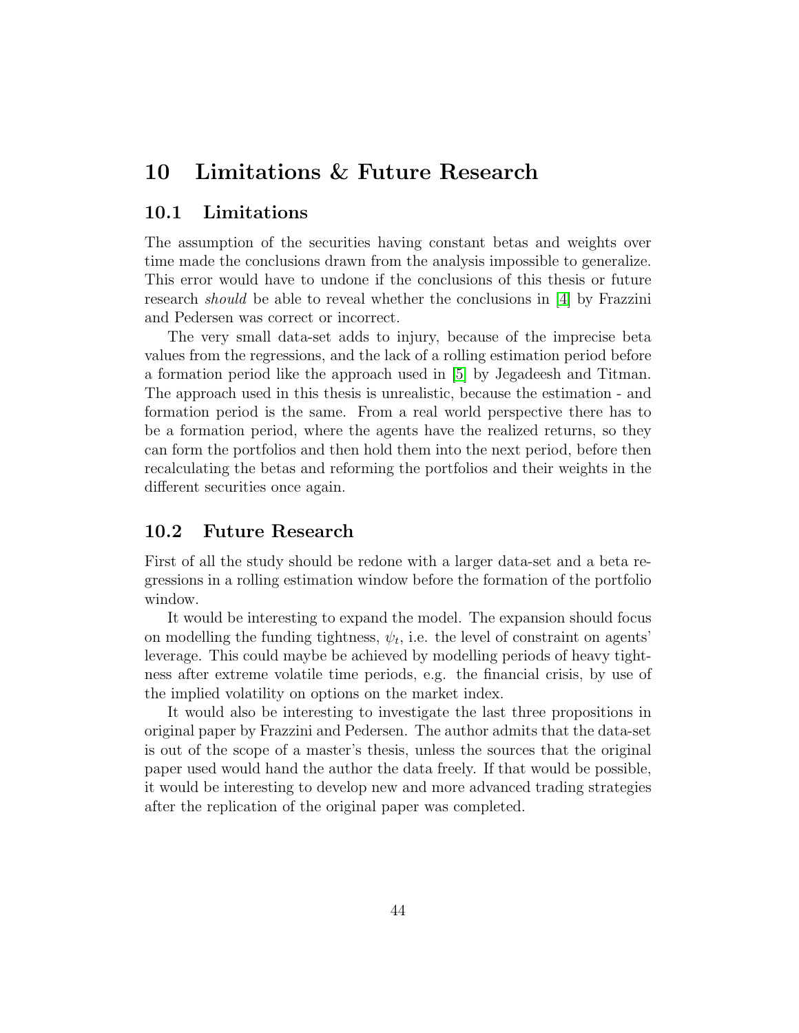# 10 Limitations & Future Research

## 10.1 Limitations

The assumption of the securities having constant betas and weights over time made the conclusions drawn from the analysis impossible to generalize. This error would have to undone if the conclusions of this thesis or future research *should* be able to reveal whether the conclusions in [4] by Frazzini and Pedersen was correct or incorrect.

The very small data-set adds to injury, because of the imprecise beta values from the regressions, and the lack of a rolling estimation period before a formation period like the approach used in [5] by Jegadeesh and Titman. The approach used in this thesis is unrealistic, because the estimation - and formation period is the same. From a real world perspective there has to be a formation period, where the agents have the realized returns, so they can form the portfolios and then hold them into the next period, before then recalculating the betas and reforming the portfolios and their weights in the different securities once again.

## 10.2 Future Research

First of all the study should be redone with a larger data-set and a beta regressions in a rolling estimation window before the formation of the portfolio window.

It would be interesting to expand the model. The expansion should focus on modelling the funding tightness, $\psi_t$, i.e. the level of constraint on agents' leverage. This could maybe be achieved by modelling periods of heavy tightness after extreme volatile time periods, e.g. the financial crisis, by use of the implied volatility on options on the market index.

It would also be interesting to investigate the last three propositions in original paper by Frazzini and Pedersen. The author admits that the data-set is out of the scope of a master's thesis, unless the sources that the original paper used would hand the author the data freely. If that would be possible, it would be interesting to develop new and more advanced trading strategies after the replication of the original paper was completed.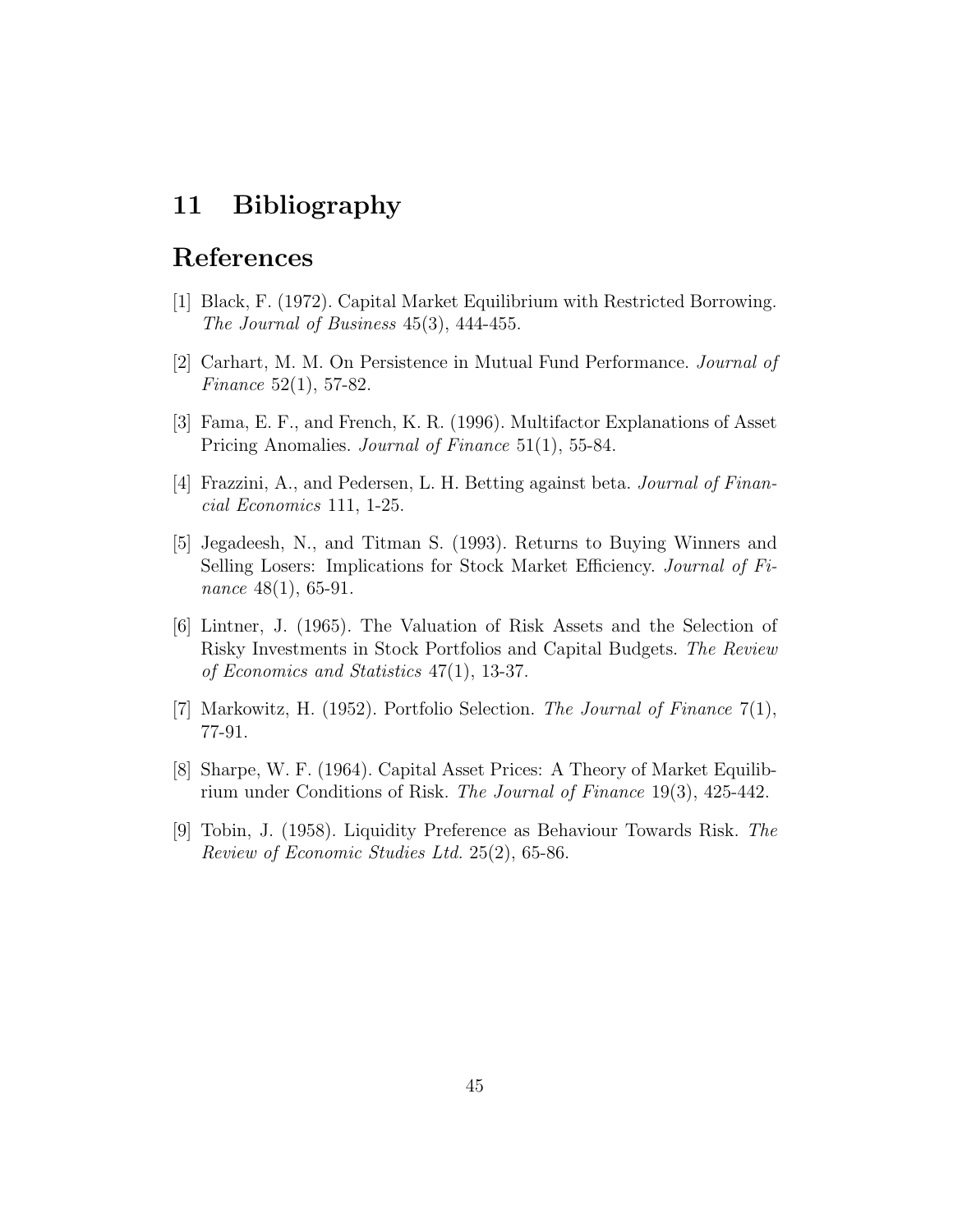# 11 Bibliography

## References

[1] Black, F. (1972). Capital Market Equilibrium with Restricted Borrowing. *The Journal of Business* 45(3), 444-455.

[2] Carhart, M. M. On Persistence in Mutual Fund Performance. *Journal of Finance* 52(1), 57-82.

[3] Fama, E. F., and French, K. R. (1996). Multifactor Explanations of Asset Pricing Anomalies. *Journal of Finance* 51(1), 55-84.

[4] Frazzini, A., and Pedersen, L. H. Betting against beta. *Journal of Financial Economics* 111, 1-25.

[5] Jegadeesh, N., and Titman S. (1993). Returns to Buying Winners and Selling Losers: Implications for Stock Market Efficiency. *Journal of Finance* 48(1), 65-91.

[6] Lintner, J. (1965). The Valuation of Risk Assets and the Selection of Risky Investments in Stock Portfolios and Capital Budgets. *The Review of Economics and Statistics* 47(1), 13-37.

[7] Markowitz, H. (1952). Portfolio Selection. *The Journal of Finance* 7(1), 77-91.

[8] Sharpe, W. F. (1964). Capital Asset Prices: A Theory of Market Equilibrium under Conditions of Risk. *The Journal of Finance* 19(3), 425-442.

[9] Tobin, J. (1958). Liquidity Preference as Behaviour Towards Risk. *The Review of Economic Studies Ltd.* 25(2), 65-86.